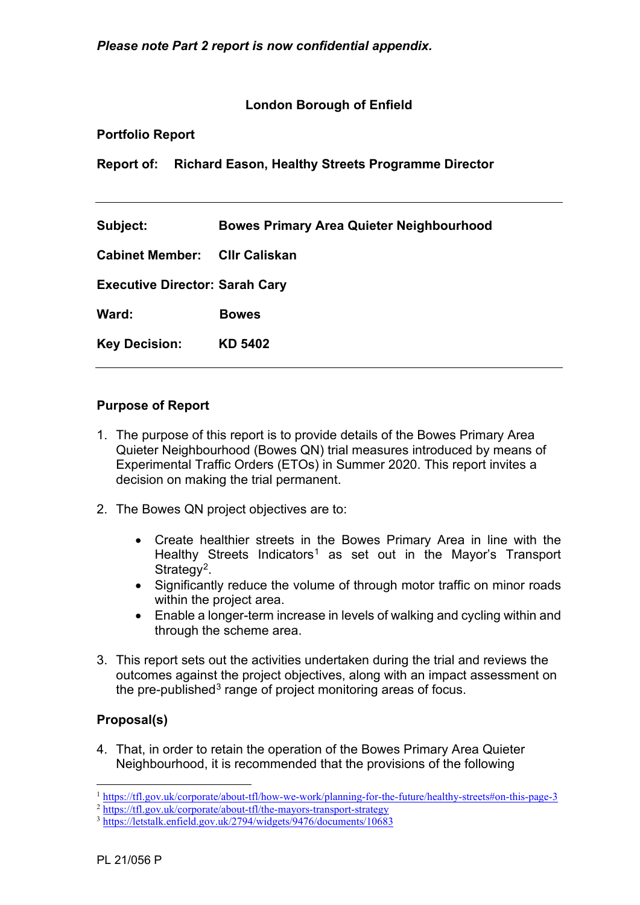***Please note Part 2 report is now confidential appendix.***

**London Borough of Enfield**

**Portfolio Report**

**Report of: Richard Eason, Healthy Streets Programme Director**

---

| | |
|---|---|
| **Subject:** | **Bowes Primary Area Quieter Neighbourhood** |
| **Cabinet Member:** | **Cllr Caliskan** |
| **Executive Director:** | **Sarah Cary** |
| **Ward:** | **Bowes** |
| **Key Decision:** | **KD 5402** |

---

## Purpose of Report

1. The purpose of this report is to provide details of the Bowes Primary Area Quieter Neighbourhood (Bowes QN) trial measures introduced by means of Experimental Traffic Orders (ETOs) in Summer 2020. This report invites a decision on making the trial permanent.

2. The Bowes QN project objectives are to:

   - Create healthier streets in the Bowes Primary Area in line with the Healthy Streets Indicators[1] as set out in the Mayor's Transport Strategy[2].
   - Significantly reduce the volume of through motor traffic on minor roads within the project area.
   - Enable a longer-term increase in levels of walking and cycling within and through the scheme area.

3. This report sets out the activities undertaken during the trial and reviews the outcomes against the project objectives, along with an impact assessment on the pre-published[3] range of project monitoring areas of focus.

## Proposal(s)

4. That, in order to retain the operation of the Bowes Primary Area Quieter Neighbourhood, it is recommended that the provisions of the following

---

[1] https://tfl.gov.uk/corporate/about-tfl/how-we-work/planning-for-the-future/healthy-streets#on-this-page-3

[2] https://tfl.gov.uk/corporate/about-tfl/the-mayors-transport-strategy

[3] https://letstalk.enfield.gov.uk/2794/widgets/9476/documents/10683

PL 21/056 P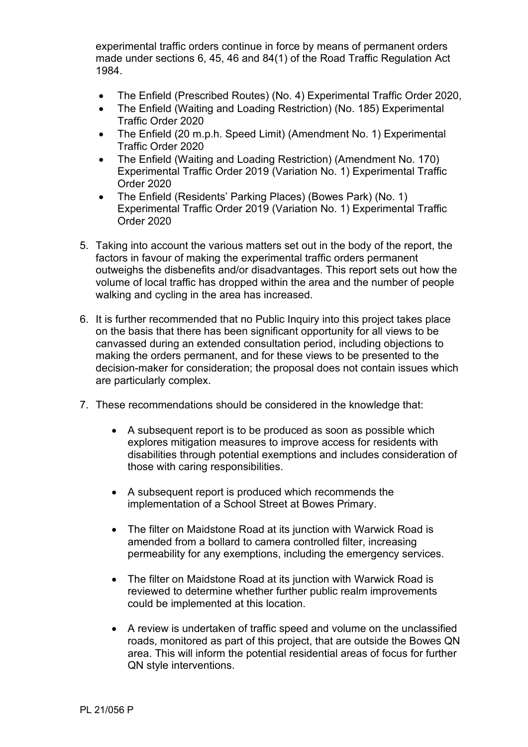experimental traffic orders continue in force by means of permanent orders made under sections 6, 45, 46 and 84(1) of the Road Traffic Regulation Act 1984.

- The Enfield (Prescribed Routes) (No. 4) Experimental Traffic Order 2020,
- The Enfield (Waiting and Loading Restriction) (No. 185) Experimental Traffic Order 2020
- The Enfield (20 m.p.h. Speed Limit) (Amendment No. 1) Experimental Traffic Order 2020
- The Enfield (Waiting and Loading Restriction) (Amendment No. 170) Experimental Traffic Order 2019 (Variation No. 1) Experimental Traffic Order 2020
- The Enfield (Residents' Parking Places) (Bowes Park) (No. 1) Experimental Traffic Order 2019 (Variation No. 1) Experimental Traffic Order 2020

5. Taking into account the various matters set out in the body of the report, the factors in favour of making the experimental traffic orders permanent outweighs the disbenefits and/or disadvantages. This report sets out how the volume of local traffic has dropped within the area and the number of people walking and cycling in the area has increased.

6. It is further recommended that no Public Inquiry into this project takes place on the basis that there has been significant opportunity for all views to be canvassed during an extended consultation period, including objections to making the orders permanent, and for these views to be presented to the decision-maker for consideration; the proposal does not contain issues which are particularly complex.

7. These recommendations should be considered in the knowledge that:

   - A subsequent report is to be produced as soon as possible which explores mitigation measures to improve access for residents with disabilities through potential exemptions and includes consideration of those with caring responsibilities.

   - A subsequent report is produced which recommends the implementation of a School Street at Bowes Primary.

   - The filter on Maidstone Road at its junction with Warwick Road is amended from a bollard to camera controlled filter, increasing permeability for any exemptions, including the emergency services.

   - The filter on Maidstone Road at its junction with Warwick Road is reviewed to determine whether further public realm improvements could be implemented at this location.

   - A review is undertaken of traffic speed and volume on the unclassified roads, monitored as part of this project, that are outside the Bowes QN area. This will inform the potential residential areas of focus for further QN style interventions.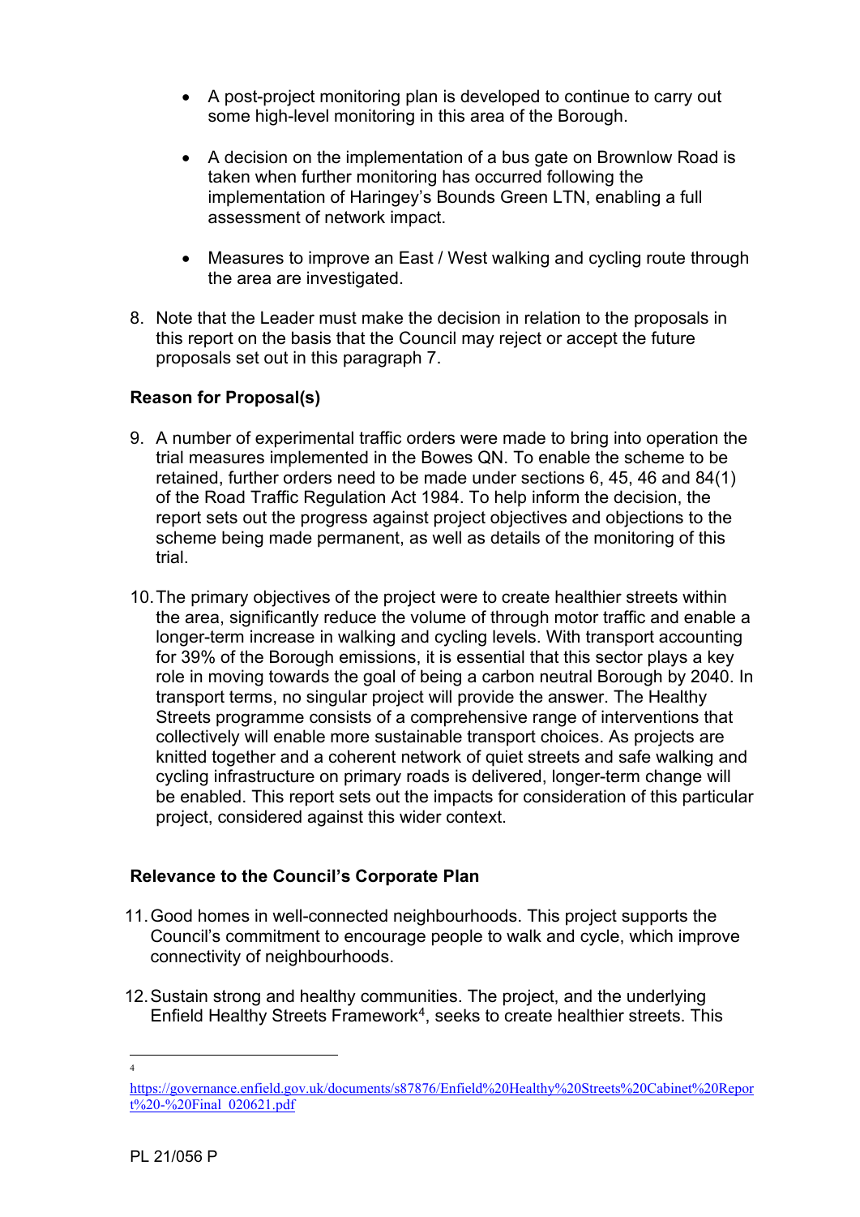- A post-project monitoring plan is developed to continue to carry out some high-level monitoring in this area of the Borough.

- A decision on the implementation of a bus gate on Brownlow Road is taken when further monitoring has occurred following the implementation of Haringey's Bounds Green LTN, enabling a full assessment of network impact.

- Measures to improve an East / West walking and cycling route through the area are investigated.

8. Note that the Leader must make the decision in relation to the proposals in this report on the basis that the Council may reject or accept the future proposals set out in this paragraph 7.

**Reason for Proposal(s)**

9. A number of experimental traffic orders were made to bring into operation the trial measures implemented in the Bowes QN. To enable the scheme to be retained, further orders need to be made under sections 6, 45, 46 and 84(1) of the Road Traffic Regulation Act 1984. To help inform the decision, the report sets out the progress against project objectives and objections to the scheme being made permanent, as well as details of the monitoring of this trial.

10. The primary objectives of the project were to create healthier streets within the area, significantly reduce the volume of through motor traffic and enable a longer-term increase in walking and cycling levels. With transport accounting for 39% of the Borough emissions, it is essential that this sector plays a key role in moving towards the goal of being a carbon neutral Borough by 2040. In transport terms, no singular project will provide the answer. The Healthy Streets programme consists of a comprehensive range of interventions that collectively will enable more sustainable transport choices. As projects are knitted together and a coherent network of quiet streets and safe walking and cycling infrastructure on primary roads is delivered, longer-term change will be enabled. This report sets out the impacts for consideration of this particular project, considered against this wider context.

**Relevance to the Council's Corporate Plan**

11. Good homes in well-connected neighbourhoods. This project supports the Council's commitment to encourage people to walk and cycle, which improve connectivity of neighbourhoods.

12. Sustain strong and healthy communities. The project, and the underlying Enfield Healthy Streets Framework[4], seeks to create healthier streets. This

---

[4] https://governance.enfield.gov.uk/documents/s87876/Enfield%20Healthy%20Streets%20Cabinet%20Report%20-%20Final_020621.pdf

PL 21/056 P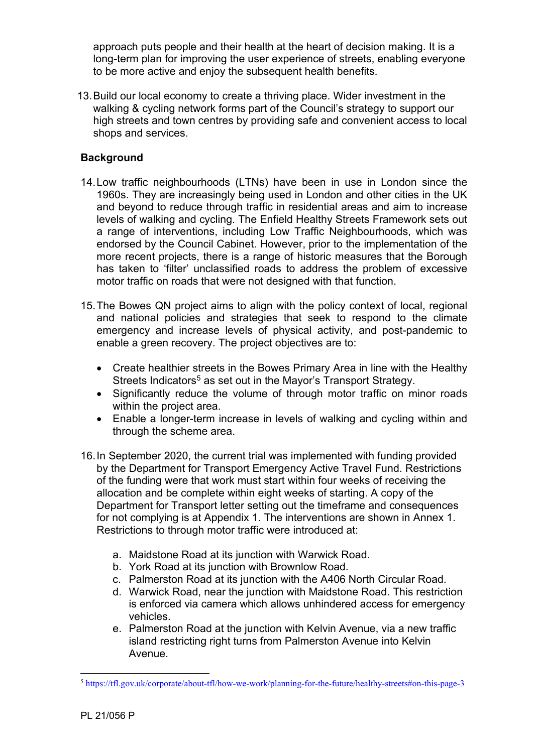approach puts people and their health at the heart of decision making. It is a long-term plan for improving the user experience of streets, enabling everyone to be more active and enjoy the subsequent health benefits.

13. Build our local economy to create a thriving place. Wider investment in the walking & cycling network forms part of the Council's strategy to support our high streets and town centres by providing safe and convenient access to local shops and services.

**Background**

14. Low traffic neighbourhoods (LTNs) have been in use in London since the 1960s. They are increasingly being used in London and other cities in the UK and beyond to reduce through traffic in residential areas and aim to increase levels of walking and cycling. The Enfield Healthy Streets Framework sets out a range of interventions, including Low Traffic Neighbourhoods, which was endorsed by the Council Cabinet. However, prior to the implementation of the more recent projects, there is a range of historic measures that the Borough has taken to 'filter' unclassified roads to address the problem of excessive motor traffic on roads that were not designed with that function.

15. The Bowes QN project aims to align with the policy context of local, regional and national policies and strategies that seek to respond to the climate emergency and increase levels of physical activity, and post-pandemic to enable a green recovery. The project objectives are to:

    - Create healthier streets in the Bowes Primary Area in line with the Healthy Streets Indicators[5] as set out in the Mayor's Transport Strategy.
    - Significantly reduce the volume of through motor traffic on minor roads within the project area.
    - Enable a longer-term increase in levels of walking and cycling within and through the scheme area.

16. In September 2020, the current trial was implemented with funding provided by the Department for Transport Emergency Active Travel Fund. Restrictions of the funding were that work must start within four weeks of receiving the allocation and be complete within eight weeks of starting. A copy of the Department for Transport letter setting out the timeframe and consequences for not complying is at Appendix 1. The interventions are shown in Annex 1. Restrictions to through motor traffic were introduced at:

    a. Maidstone Road at its junction with Warwick Road.
    b. York Road at its junction with Brownlow Road.
    c. Palmerston Road at its junction with the A406 North Circular Road.
    d. Warwick Road, near the junction with Maidstone Road. This restriction is enforced via camera which allows unhindered access for emergency vehicles.
    e. Palmerston Road at the junction with Kelvin Avenue, via a new traffic island restricting right turns from Palmerston Avenue into Kelvin Avenue.

[5] https://tfl.gov.uk/corporate/about-tfl/how-we-work/planning-for-the-future/healthy-streets#on-this-page-3

PL 21/056 P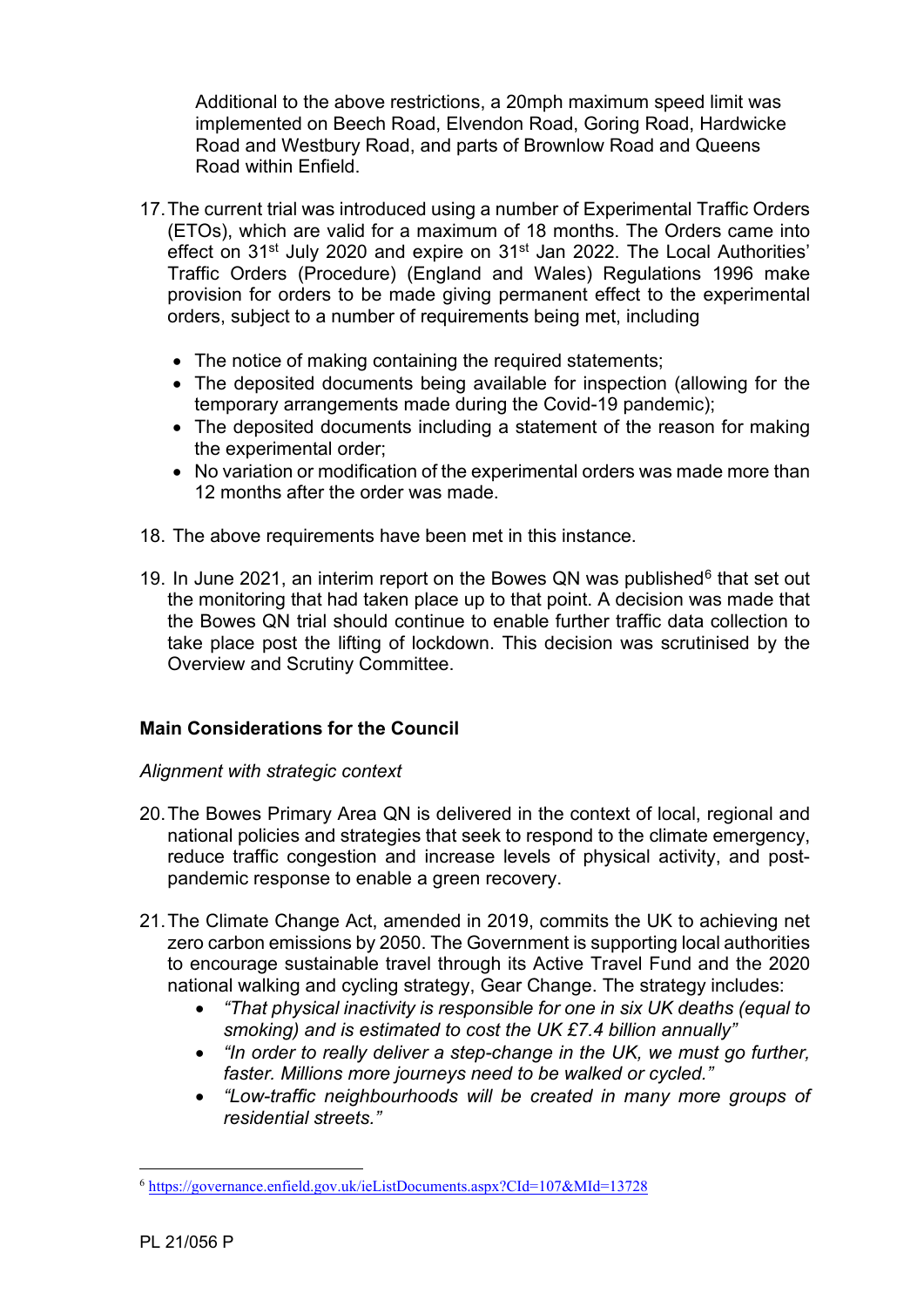Additional to the above restrictions, a 20mph maximum speed limit was implemented on Beech Road, Elvendon Road, Goring Road, Hardwicke Road and Westbury Road, and parts of Brownlow Road and Queens Road within Enfield.

17. The current trial was introduced using a number of Experimental Traffic Orders (ETOs), which are valid for a maximum of 18 months. The Orders came into effect on 31st July 2020 and expire on 31st Jan 2022. The Local Authorities' Traffic Orders (Procedure) (England and Wales) Regulations 1996 make provision for orders to be made giving permanent effect to the experimental orders, subject to a number of requirements being met, including

    - The notice of making containing the required statements;
    - The deposited documents being available for inspection (allowing for the temporary arrangements made during the Covid-19 pandemic);
    - The deposited documents including a statement of the reason for making the experimental order;
    - No variation or modification of the experimental orders was made more than 12 months after the order was made.

18. The above requirements have been met in this instance.

19. In June 2021, an interim report on the Bowes QN was published[6] that set out the monitoring that had taken place up to that point. A decision was made that the Bowes QN trial should continue to enable further traffic data collection to take place post the lifting of lockdown. This decision was scrutinised by the Overview and Scrutiny Committee.

**Main Considerations for the Council**

*Alignment with strategic context*

20. The Bowes Primary Area QN is delivered in the context of local, regional and national policies and strategies that seek to respond to the climate emergency, reduce traffic congestion and increase levels of physical activity, and post-pandemic response to enable a green recovery.

21. The Climate Change Act, amended in 2019, commits the UK to achieving net zero carbon emissions by 2050. The Government is supporting local authorities to encourage sustainable travel through its Active Travel Fund and the 2020 national walking and cycling strategy, Gear Change. The strategy includes:
    - *"That physical inactivity is responsible for one in six UK deaths (equal to smoking) and is estimated to cost the UK £7.4 billion annually"*
    - *"In order to really deliver a step-change in the UK, we must go further, faster. Millions more journeys need to be walked or cycled."*
    - *"Low-traffic neighbourhoods will be created in many more groups of residential streets."*

[6] https://governance.enfield.gov.uk/ieListDocuments.aspx?CId=107&MId=13728

PL 21/056 P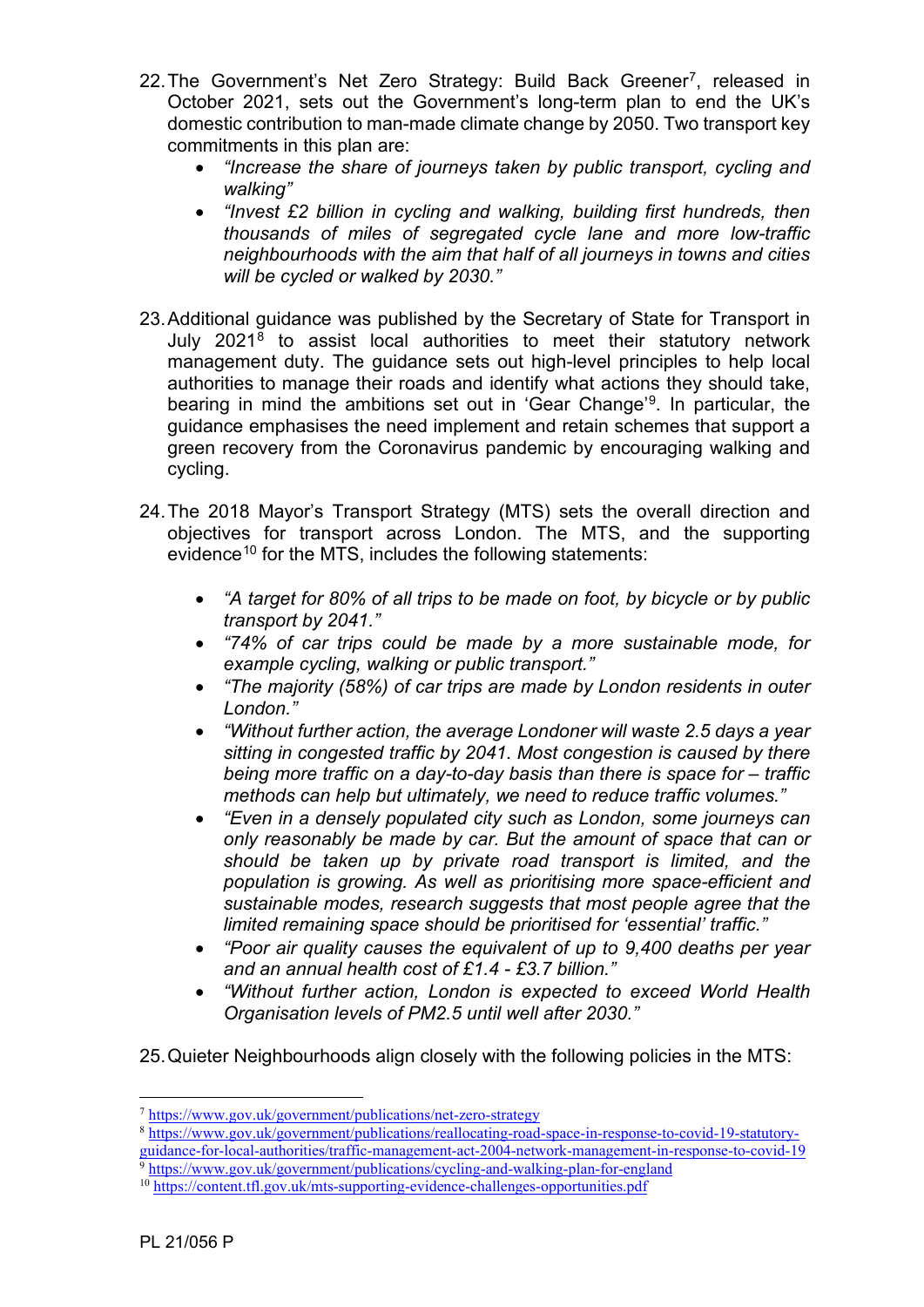22. The Government's Net Zero Strategy: Build Back Greener[7], released in October 2021, sets out the Government's long-term plan to end the UK's domestic contribution to man-made climate change by 2050. Two transport key commitments in this plan are:
    - *"Increase the share of journeys taken by public transport, cycling and walking"*
    - *"Invest £2 billion in cycling and walking, building first hundreds, then thousands of miles of segregated cycle lane and more low-traffic neighbourhoods with the aim that half of all journeys in towns and cities will be cycled or walked by 2030."*

23. Additional guidance was published by the Secretary of State for Transport in July 2021[8] to assist local authorities to meet their statutory network management duty. The guidance sets out high-level principles to help local authorities to manage their roads and identify what actions they should take, bearing in mind the ambitions set out in 'Gear Change'[9]. In particular, the guidance emphasises the need implement and retain schemes that support a green recovery from the Coronavirus pandemic by encouraging walking and cycling.

24. The 2018 Mayor's Transport Strategy (MTS) sets the overall direction and objectives for transport across London. The MTS, and the supporting evidence[10] for the MTS, includes the following statements:

    - *"A target for 80% of all trips to be made on foot, by bicycle or by public transport by 2041."*
    - *"74% of car trips could be made by a more sustainable mode, for example cycling, walking or public transport."*
    - *"The majority (58%) of car trips are made by London residents in outer London."*
    - *"Without further action, the average Londoner will waste 2.5 days a year sitting in congested traffic by 2041. Most congestion is caused by there being more traffic on a day-to-day basis than there is space for – traffic methods can help but ultimately, we need to reduce traffic volumes."*
    - *"Even in a densely populated city such as London, some journeys can only reasonably be made by car. But the amount of space that can or should be taken up by private road transport is limited, and the population is growing. As well as prioritising more space-efficient and sustainable modes, research suggests that most people agree that the limited remaining space should be prioritised for 'essential' traffic."*
    - *"Poor air quality causes the equivalent of up to 9,400 deaths per year and an annual health cost of £1.4 - £3.7 billion."*
    - *"Without further action, London is expected to exceed World Health Organisation levels of PM2.5 until well after 2030."*

25. Quieter Neighbourhoods align closely with the following policies in the MTS:

---

[7] https://www.gov.uk/government/publications/net-zero-strategy

[8] https://www.gov.uk/government/publications/reallocating-road-space-in-response-to-covid-19-statutory-guidance-for-local-authorities/traffic-management-act-2004-network-management-in-response-to-covid-19

[9] https://www.gov.uk/government/publications/cycling-and-walking-plan-for-england

[10] https://content.tfl.gov.uk/mts-supporting-evidence-challenges-opportunities.pdf

PL 21/056 P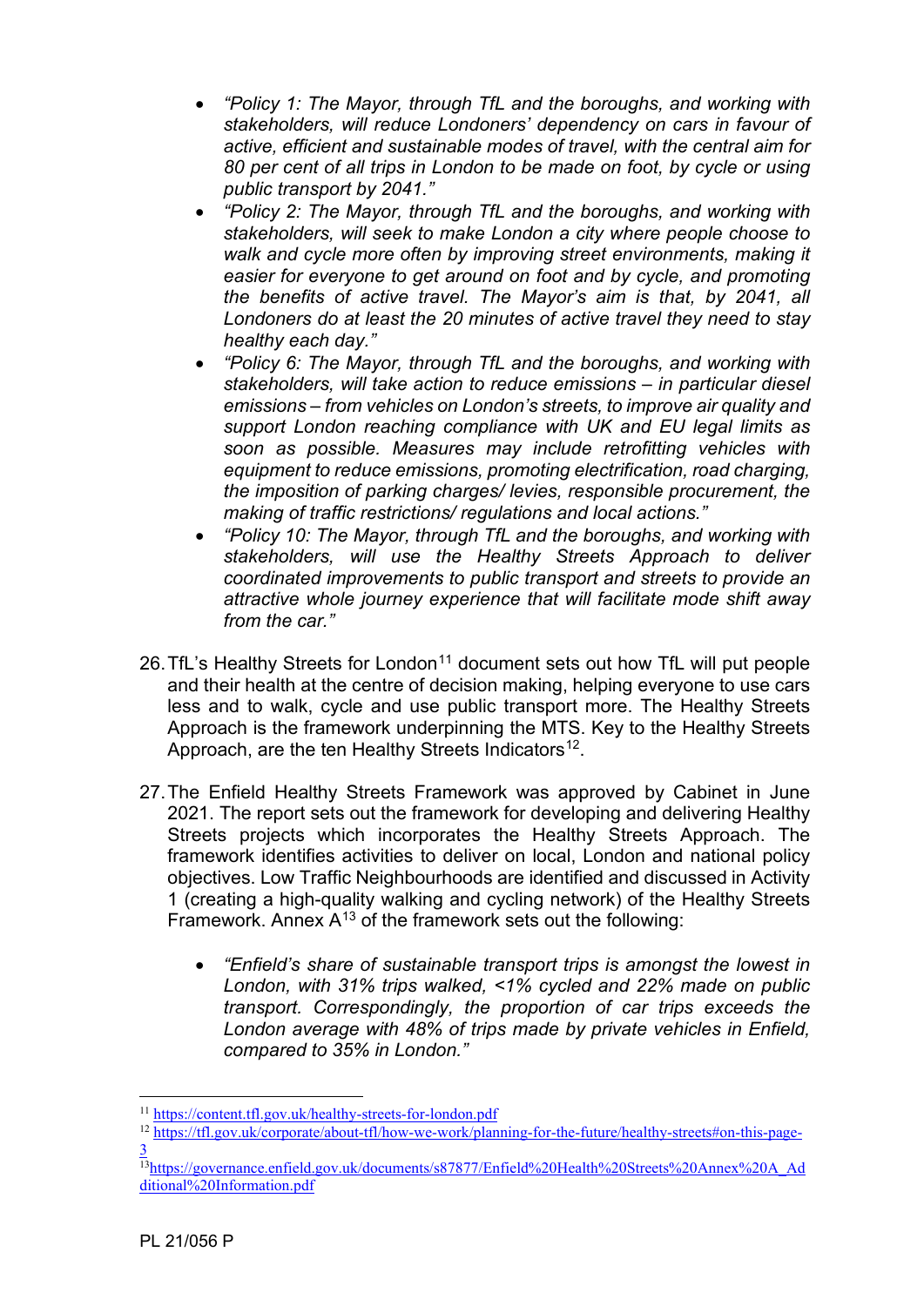- *"Policy 1: The Mayor, through TfL and the boroughs, and working with stakeholders, will reduce Londoners' dependency on cars in favour of active, efficient and sustainable modes of travel, with the central aim for 80 per cent of all trips in London to be made on foot, by cycle or using public transport by 2041."*
- *"Policy 2: The Mayor, through TfL and the boroughs, and working with stakeholders, will seek to make London a city where people choose to walk and cycle more often by improving street environments, making it easier for everyone to get around on foot and by cycle, and promoting the benefits of active travel. The Mayor's aim is that, by 2041, all Londoners do at least the 20 minutes of active travel they need to stay healthy each day."*
- *"Policy 6: The Mayor, through TfL and the boroughs, and working with stakeholders, will take action to reduce emissions – in particular diesel emissions – from vehicles on London's streets, to improve air quality and support London reaching compliance with UK and EU legal limits as soon as possible. Measures may include retrofitting vehicles with equipment to reduce emissions, promoting electrification, road charging, the imposition of parking charges/ levies, responsible procurement, the making of traffic restrictions/ regulations and local actions."*
- *"Policy 10: The Mayor, through TfL and the boroughs, and working with stakeholders, will use the Healthy Streets Approach to deliver coordinated improvements to public transport and streets to provide an attractive whole journey experience that will facilitate mode shift away from the car."*

26. TfL's Healthy Streets for London[11] document sets out how TfL will put people and their health at the centre of decision making, helping everyone to use cars less and to walk, cycle and use public transport more. The Healthy Streets Approach is the framework underpinning the MTS. Key to the Healthy Streets Approach, are the ten Healthy Streets Indicators[12].

27. The Enfield Healthy Streets Framework was approved by Cabinet in June 2021. The report sets out the framework for developing and delivering Healthy Streets projects which incorporates the Healthy Streets Approach. The framework identifies activities to deliver on local, London and national policy objectives. Low Traffic Neighbourhoods are identified and discussed in Activity 1 (creating a high-quality walking and cycling network) of the Healthy Streets Framework. Annex A[13] of the framework sets out the following:

    - *"Enfield's share of sustainable transport trips is amongst the lowest in London, with 31% trips walked, <1% cycled and 22% made on public transport. Correspondingly, the proportion of car trips exceeds the London average with 48% of trips made by private vehicles in Enfield, compared to 35% in London."*

---

[11] https://content.tfl.gov.uk/healthy-streets-for-london.pdf

[12] https://tfl.gov.uk/corporate/about-tfl/how-we-work/planning-for-the-future/healthy-streets#on-this-page-3

[13] https://governance.enfield.gov.uk/documents/s87877/Enfield%20Health%20Streets%20Annex%20A_Additional%20Information.pdf

PL 21/056 P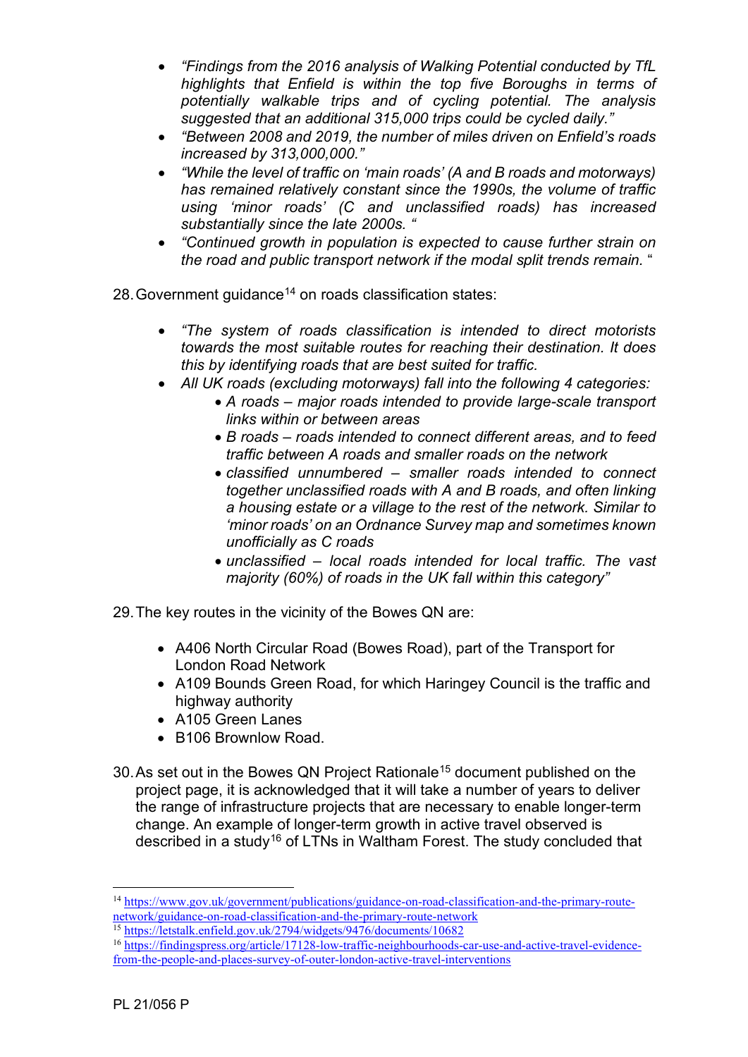- *"Findings from the 2016 analysis of Walking Potential conducted by TfL highlights that Enfield is within the top five Boroughs in terms of potentially walkable trips and of cycling potential. The analysis suggested that an additional 315,000 trips could be cycled daily."*
- *"Between 2008 and 2019, the number of miles driven on Enfield's roads increased by 313,000,000."*
- *"While the level of traffic on 'main roads' (A and B roads and motorways) has remained relatively constant since the 1990s, the volume of traffic using 'minor roads' (C and unclassified roads) has increased substantially since the late 2000s. "*
- *"Continued growth in population is expected to cause further strain on the road and public transport network if the modal split trends remain.* "

28. Government guidance[14] on roads classification states:

    - *"The system of roads classification is intended to direct motorists towards the most suitable routes for reaching their destination. It does this by identifying roads that are best suited for traffic.*
    - *All UK roads (excluding motorways) fall into the following 4 categories:*
        - *A roads – major roads intended to provide large-scale transport links within or between areas*
        - *B roads – roads intended to connect different areas, and to feed traffic between A roads and smaller roads on the network*
        - *classified unnumbered – smaller roads intended to connect together unclassified roads with A and B roads, and often linking a housing estate or a village to the rest of the network. Similar to 'minor roads' on an Ordnance Survey map and sometimes known unofficially as C roads*
        - *unclassified – local roads intended for local traffic. The vast majority (60%) of roads in the UK fall within this category"*

29. The key routes in the vicinity of the Bowes QN are:

    - A406 North Circular Road (Bowes Road), part of the Transport for London Road Network
    - A109 Bounds Green Road, for which Haringey Council is the traffic and highway authority
    - A105 Green Lanes
    - B106 Brownlow Road.

30. As set out in the Bowes QN Project Rationale[15] document published on the project page, it is acknowledged that it will take a number of years to deliver the range of infrastructure projects that are necessary to enable longer-term change. An example of longer-term growth in active travel observed is described in a study[16] of LTNs in Waltham Forest. The study concluded that

---

[14] https://www.gov.uk/government/publications/guidance-on-road-classification-and-the-primary-route-network/guidance-on-road-classification-and-the-primary-route-network

[15] https://letstalk.enfield.gov.uk/2794/widgets/9476/documents/10682

[16] https://findingspress.org/article/17128-low-traffic-neighbourhoods-car-use-and-active-travel-evidence-from-the-people-and-places-survey-of-outer-london-active-travel-interventions

PL 21/056 P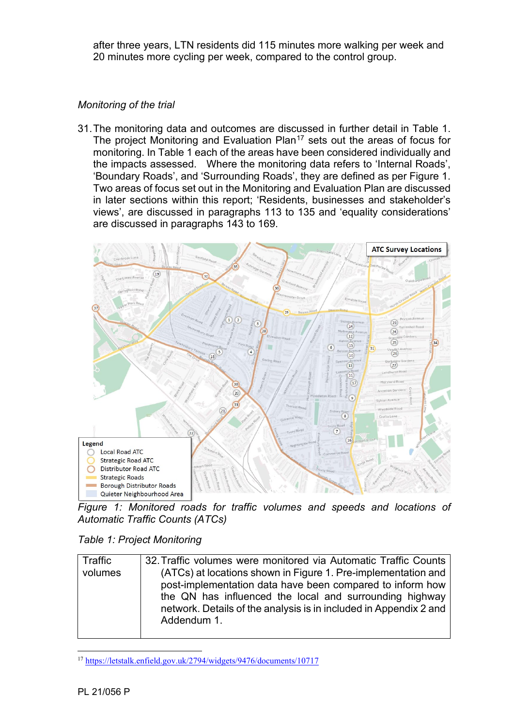after three years, LTN residents did 115 minutes more walking per week and 20 minutes more cycling per week, compared to the control group.

*Monitoring of the trial*

31. The monitoring data and outcomes are discussed in further detail in Table 1. The project Monitoring and Evaluation Plan[17] sets out the areas of focus for monitoring. In Table 1 each of the areas have been considered individually and the impacts assessed. Where the monitoring data refers to 'Internal Roads', 'Boundary Roads', and 'Surrounding Roads', they are defined as per Figure 1. Two areas of focus set out in the Monitoring and Evaluation Plan are discussed in later sections within this report; 'Residents, businesses and stakeholder's views', are discussed in paragraphs 113 to 135 and 'equality considerations' are discussed in paragraphs 143 to 169.

*Figure 1: Monitored roads for traffic volumes and speeds and locations of Automatic Traffic Counts (ATCs)*

*Table 1: Project Monitoring*

| | |
|---|---|
| Traffic volumes | 32. Traffic volumes were monitored via Automatic Traffic Counts (ATCs) at locations shown in Figure 1. Pre-implementation and post-implementation data have been compared to inform how the QN has influenced the local and surrounding highway network. Details of the analysis is in included in Appendix 2 and Addendum 1. |

[17] https://letstalk.enfield.gov.uk/2794/widgets/9476/documents/10717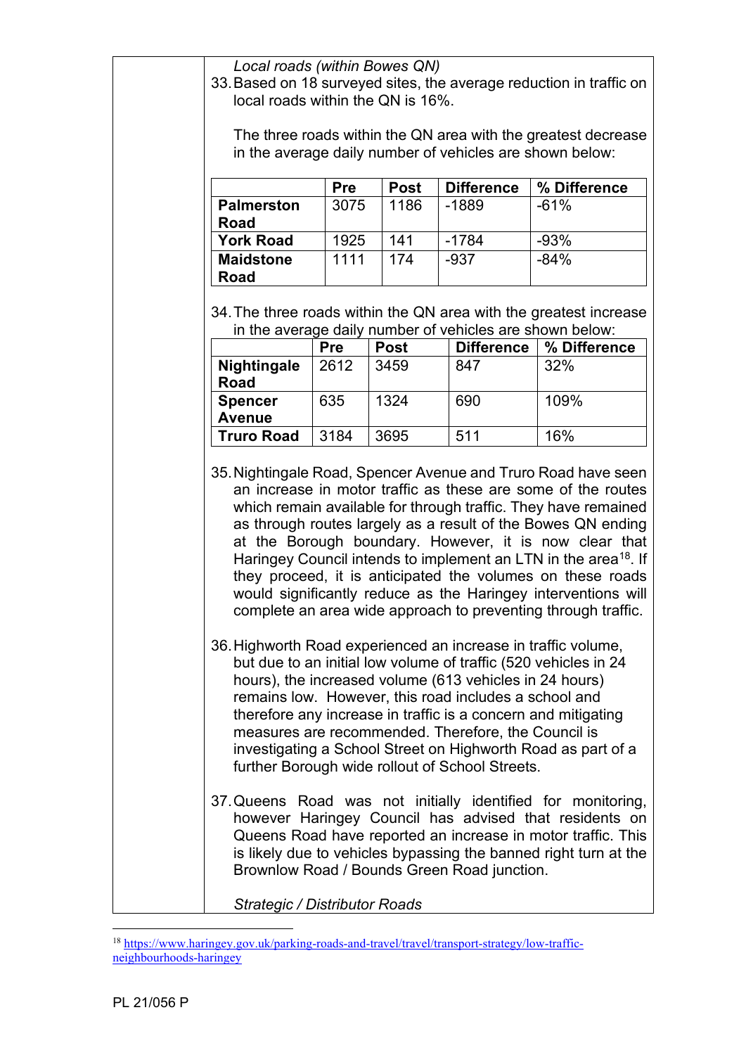*Local roads (within Bowes QN)*

33. Based on 18 surveyed sites, the average reduction in traffic on local roads within the QN is 16%.

    The three roads within the QN area with the greatest decrease in the average daily number of vehicles are shown below:

|  | Pre | Post | Difference | % Difference |
|---|---|---|---|---|
| **Palmerston Road** | 3075 | 1186 | -1889 | -61% |
| **York Road** | 1925 | 141 | -1784 | -93% |
| **Maidstone Road** | 1111 | 174 | -937 | -84% |

34. The three roads within the QN area with the greatest increase in the average daily number of vehicles are shown below:

|  | Pre | Post | Difference | % Difference |
|---|---|---|---|---|
| **Nightingale Road** | 2612 | 3459 | 847 | 32% |
| **Spencer Avenue** | 635 | 1324 | 690 | 109% |
| **Truro Road** | 3184 | 3695 | 511 | 16% |

35. Nightingale Road, Spencer Avenue and Truro Road have seen an increase in motor traffic as these are some of the routes which remain available for through traffic. They have remained as through routes largely as a result of the Bowes QN ending at the Borough boundary. However, it is now clear that Haringey Council intends to implement an LTN in the area[18]. If they proceed, it is anticipated the volumes on these roads would significantly reduce as the Haringey interventions will complete an area wide approach to preventing through traffic.

36. Highworth Road experienced an increase in traffic volume, but due to an initial low volume of traffic (520 vehicles in 24 hours), the increased volume (613 vehicles in 24 hours) remains low. However, this road includes a school and therefore any increase in traffic is a concern and mitigating measures are recommended. Therefore, the Council is investigating a School Street on Highworth Road as part of a further Borough wide rollout of School Streets.

37. Queens Road was not initially identified for monitoring, however Haringey Council has advised that residents on Queens Road have reported an increase in motor traffic. This is likely due to vehicles bypassing the banned right turn at the Brownlow Road / Bounds Green Road junction.

*Strategic / Distributor Roads*

[18] https://www.haringey.gov.uk/parking-roads-and-travel/travel/transport-strategy/low-traffic-neighbourhoods-haringey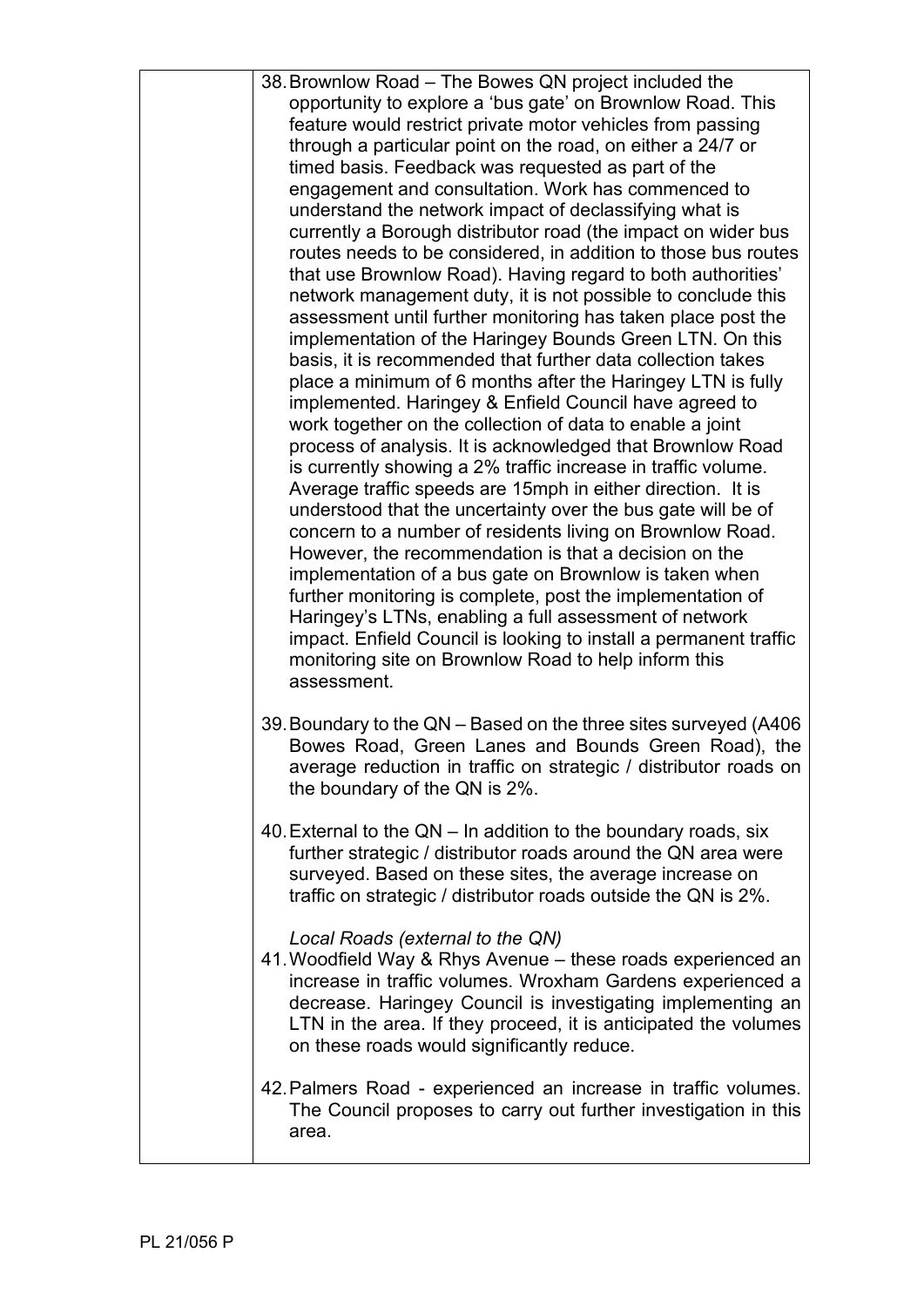38. Brownlow Road – The Bowes QN project included the opportunity to explore a 'bus gate' on Brownlow Road. This feature would restrict private motor vehicles from passing through a particular point on the road, on either a 24/7 or timed basis. Feedback was requested as part of the engagement and consultation. Work has commenced to understand the network impact of declassifying what is currently a Borough distributor road (the impact on wider bus routes needs to be considered, in addition to those bus routes that use Brownlow Road). Having regard to both authorities' network management duty, it is not possible to conclude this assessment until further monitoring has taken place post the implementation of the Haringey Bounds Green LTN. On this basis, it is recommended that further data collection takes place a minimum of 6 months after the Haringey LTN is fully implemented. Haringey & Enfield Council have agreed to work together on the collection of data to enable a joint process of analysis. It is acknowledged that Brownlow Road is currently showing a 2% traffic increase in traffic volume. Average traffic speeds are 15mph in either direction. It is understood that the uncertainty over the bus gate will be of concern to a number of residents living on Brownlow Road. However, the recommendation is that a decision on the implementation of a bus gate on Brownlow is taken when further monitoring is complete, post the implementation of Haringey's LTNs, enabling a full assessment of network impact. Enfield Council is looking to install a permanent traffic monitoring site on Brownlow Road to help inform this assessment.

39. Boundary to the QN – Based on the three sites surveyed (A406 Bowes Road, Green Lanes and Bounds Green Road), the average reduction in traffic on strategic / distributor roads on the boundary of the QN is 2%.

40. External to the QN – In addition to the boundary roads, six further strategic / distributor roads around the QN area were surveyed. Based on these sites, the average increase on traffic on strategic / distributor roads outside the QN is 2%.

*Local Roads (external to the QN)*

41. Woodfield Way & Rhys Avenue – these roads experienced an increase in traffic volumes. Wroxham Gardens experienced a decrease. Haringey Council is investigating implementing an LTN in the area. If they proceed, it is anticipated the volumes on these roads would significantly reduce.

42. Palmers Road - experienced an increase in traffic volumes. The Council proposes to carry out further investigation in this area.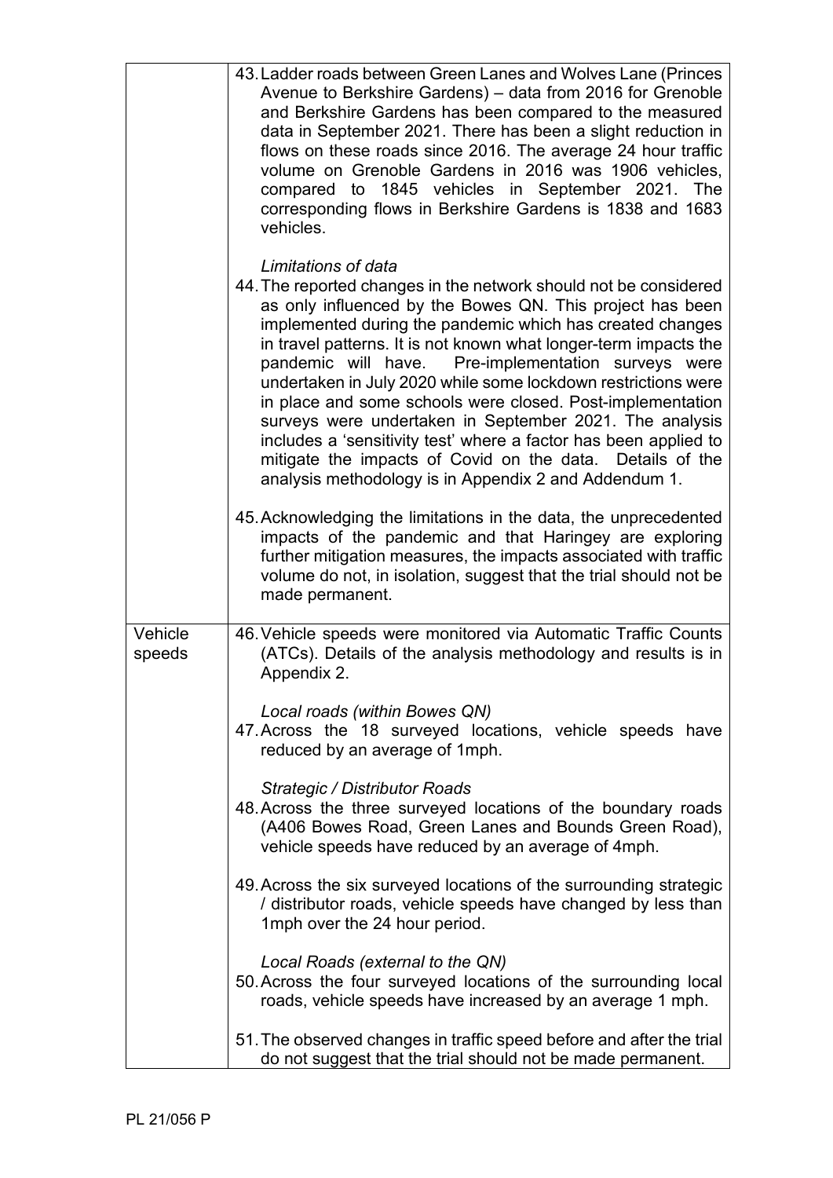| | |
|---|---|
| | 43. Ladder roads between Green Lanes and Wolves Lane (Princes Avenue to Berkshire Gardens) – data from 2016 for Grenoble and Berkshire Gardens has been compared to the measured data in September 2021. There has been a slight reduction in flows on these roads since 2016. The average 24 hour traffic volume on Grenoble Gardens in 2016 was 1906 vehicles, compared to 1845 vehicles in September 2021. The corresponding flows in Berkshire Gardens is 1838 and 1683 vehicles.<br><br>*Limitations of data*<br>44. The reported changes in the network should not be considered as only influenced by the Bowes QN. This project has been implemented during the pandemic which has created changes in travel patterns. It is not known what longer-term impacts the pandemic will have. Pre-implementation surveys were undertaken in July 2020 while some lockdown restrictions were in place and some schools were closed. Post-implementation surveys were undertaken in September 2021. The analysis includes a 'sensitivity test' where a factor has been applied to mitigate the impacts of Covid on the data. Details of the analysis methodology is in Appendix 2 and Addendum 1.<br><br>45. Acknowledging the limitations in the data, the unprecedented impacts of the pandemic and that Haringey are exploring further mitigation measures, the impacts associated with traffic volume do not, in isolation, suggest that the trial should not be made permanent. |
| Vehicle speeds | 46. Vehicle speeds were monitored via Automatic Traffic Counts (ATCs). Details of the analysis methodology and results is in Appendix 2.<br><br>*Local roads (within Bowes QN)*<br>47. Across the 18 surveyed locations, vehicle speeds have reduced by an average of 1mph.<br><br>*Strategic / Distributor Roads*<br>48. Across the three surveyed locations of the boundary roads (A406 Bowes Road, Green Lanes and Bounds Green Road), vehicle speeds have reduced by an average of 4mph.<br><br>49. Across the six surveyed locations of the surrounding strategic / distributor roads, vehicle speeds have changed by less than 1mph over the 24 hour period.<br><br>*Local Roads (external to the QN)*<br>50. Across the four surveyed locations of the surrounding local roads, vehicle speeds have increased by an average 1 mph.<br><br>51. The observed changes in traffic speed before and after the trial do not suggest that the trial should not be made permanent. |

PL 21/056 P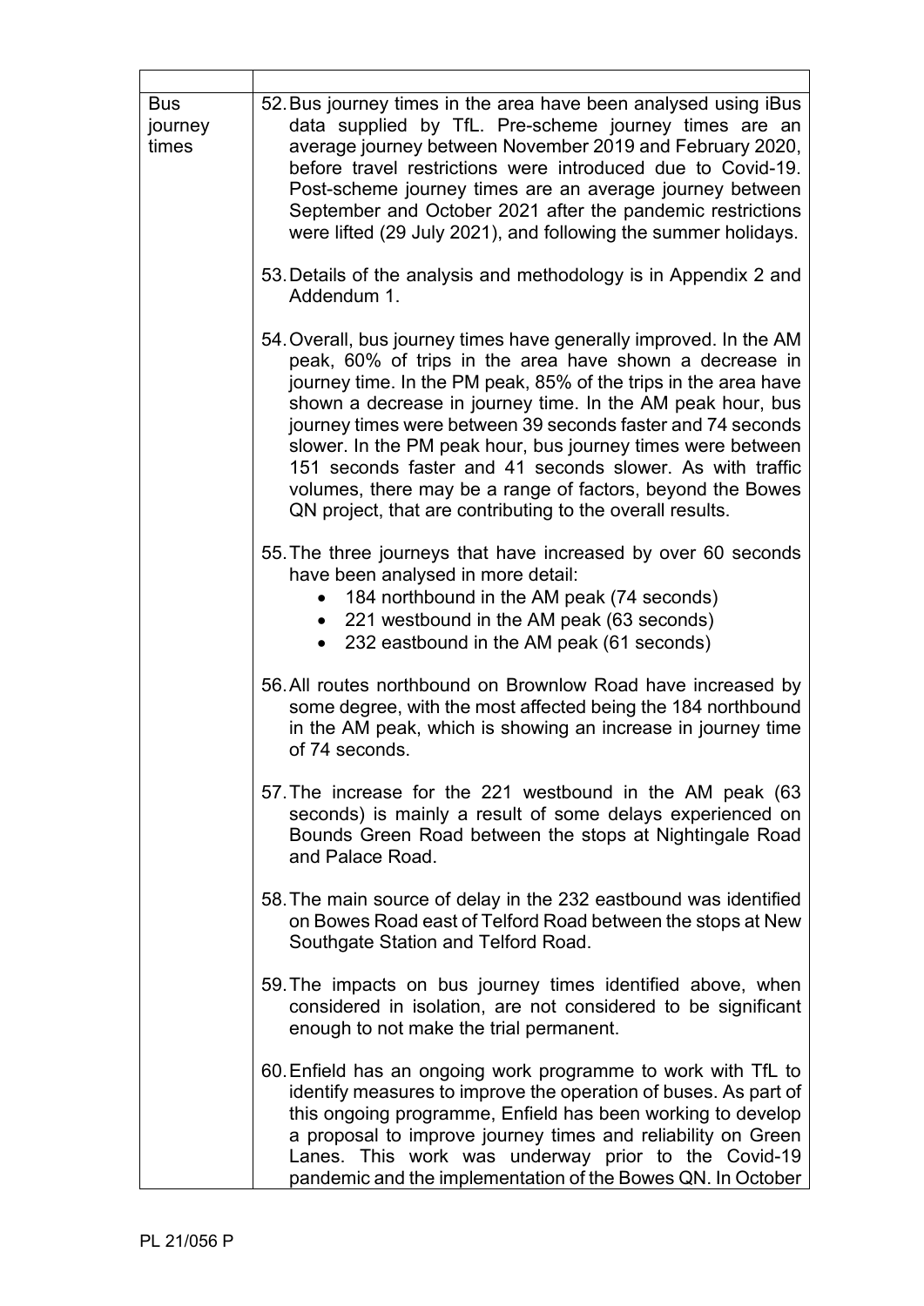| | |
|---|---|
| Bus journey times | 52. Bus journey times in the area have been analysed using iBus data supplied by TfL. Pre-scheme journey times are an average journey between November 2019 and February 2020, before travel restrictions were introduced due to Covid-19. Post-scheme journey times are an average journey between September and October 2021 after the pandemic restrictions were lifted (29 July 2021), and following the summer holidays.<br><br>53. Details of the analysis and methodology is in Appendix 2 and Addendum 1.<br><br>54. Overall, bus journey times have generally improved. In the AM peak, 60% of trips in the area have shown a decrease in journey time. In the PM peak, 85% of the trips in the area have shown a decrease in journey time. In the AM peak hour, bus journey times were between 39 seconds faster and 74 seconds slower. In the PM peak hour, bus journey times were between 151 seconds faster and 41 seconds slower. As with traffic volumes, there may be a range of factors, beyond the Bowes QN project, that are contributing to the overall results.<br><br>55. The three journeys that have increased by over 60 seconds have been analysed in more detail:<br>• 184 northbound in the AM peak (74 seconds)<br>• 221 westbound in the AM peak (63 seconds)<br>• 232 eastbound in the AM peak (61 seconds)<br><br>56. All routes northbound on Brownlow Road have increased by some degree, with the most affected being the 184 northbound in the AM peak, which is showing an increase in journey time of 74 seconds.<br><br>57. The increase for the 221 westbound in the AM peak (63 seconds) is mainly a result of some delays experienced on Bounds Green Road between the stops at Nightingale Road and Palace Road.<br><br>58. The main source of delay in the 232 eastbound was identified on Bowes Road east of Telford Road between the stops at New Southgate Station and Telford Road.<br><br>59. The impacts on bus journey times identified above, when considered in isolation, are not considered to be significant enough to not make the trial permanent.<br><br>60. Enfield has an ongoing work programme to work with TfL to identify measures to improve the operation of buses. As part of this ongoing programme, Enfield has been working to develop a proposal to improve journey times and reliability on Green Lanes. This work was underway prior to the Covid-19 pandemic and the implementation of the Bowes QN. In October |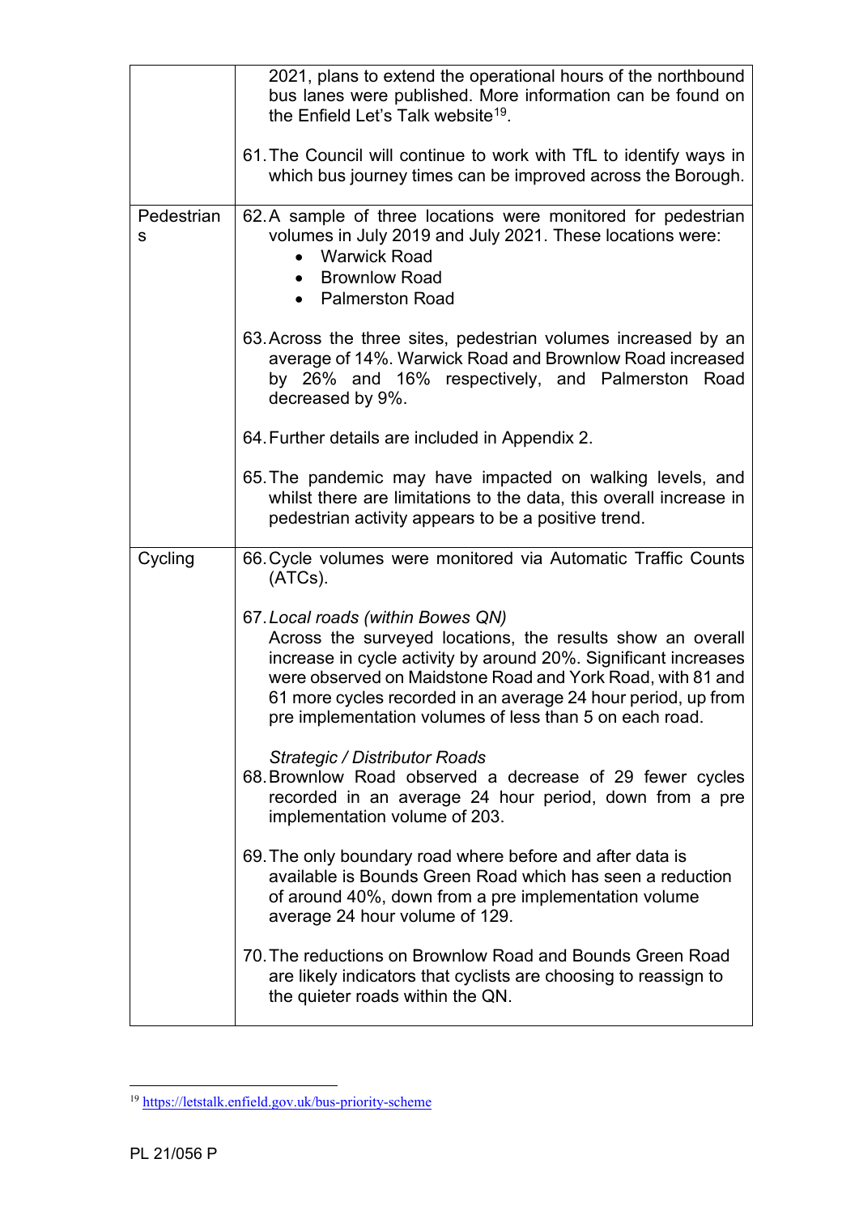| | |
|---|---|
| | 2021, plans to extend the operational hours of the northbound bus lanes were published. More information can be found on the Enfield Let's Talk website[19].<br><br>61. The Council will continue to work with TfL to identify ways in which bus journey times can be improved across the Borough. |
| Pedestrians | 62. A sample of three locations were monitored for pedestrian volumes in July 2019 and July 2021. These locations were:<br>• Warwick Road<br>• Brownlow Road<br>• Palmerston Road<br><br>63. Across the three sites, pedestrian volumes increased by an average of 14%. Warwick Road and Brownlow Road increased by 26% and 16% respectively, and Palmerston Road decreased by 9%.<br><br>64. Further details are included in Appendix 2.<br><br>65. The pandemic may have impacted on walking levels, and whilst there are limitations to the data, this overall increase in pedestrian activity appears to be a positive trend. |
| Cycling | 66. Cycle volumes were monitored via Automatic Traffic Counts (ATCs).<br><br>67. *Local roads (within Bowes QN)*<br>Across the surveyed locations, the results show an overall increase in cycle activity by around 20%. Significant increases were observed on Maidstone Road and York Road, with 81 and 61 more cycles recorded in an average 24 hour period, up from pre implementation volumes of less than 5 on each road.<br><br>*Strategic / Distributor Roads*<br>68. Brownlow Road observed a decrease of 29 fewer cycles recorded in an average 24 hour period, down from a pre implementation volume of 203.<br><br>69. The only boundary road where before and after data is available is Bounds Green Road which has seen a reduction of around 40%, down from a pre implementation volume average 24 hour volume of 129.<br><br>70. The reductions on Brownlow Road and Bounds Green Road are likely indicators that cyclists are choosing to reassign to the quieter roads within the QN. |

[19] https://letstalk.enfield.gov.uk/bus-priority-scheme

PL 21/056 P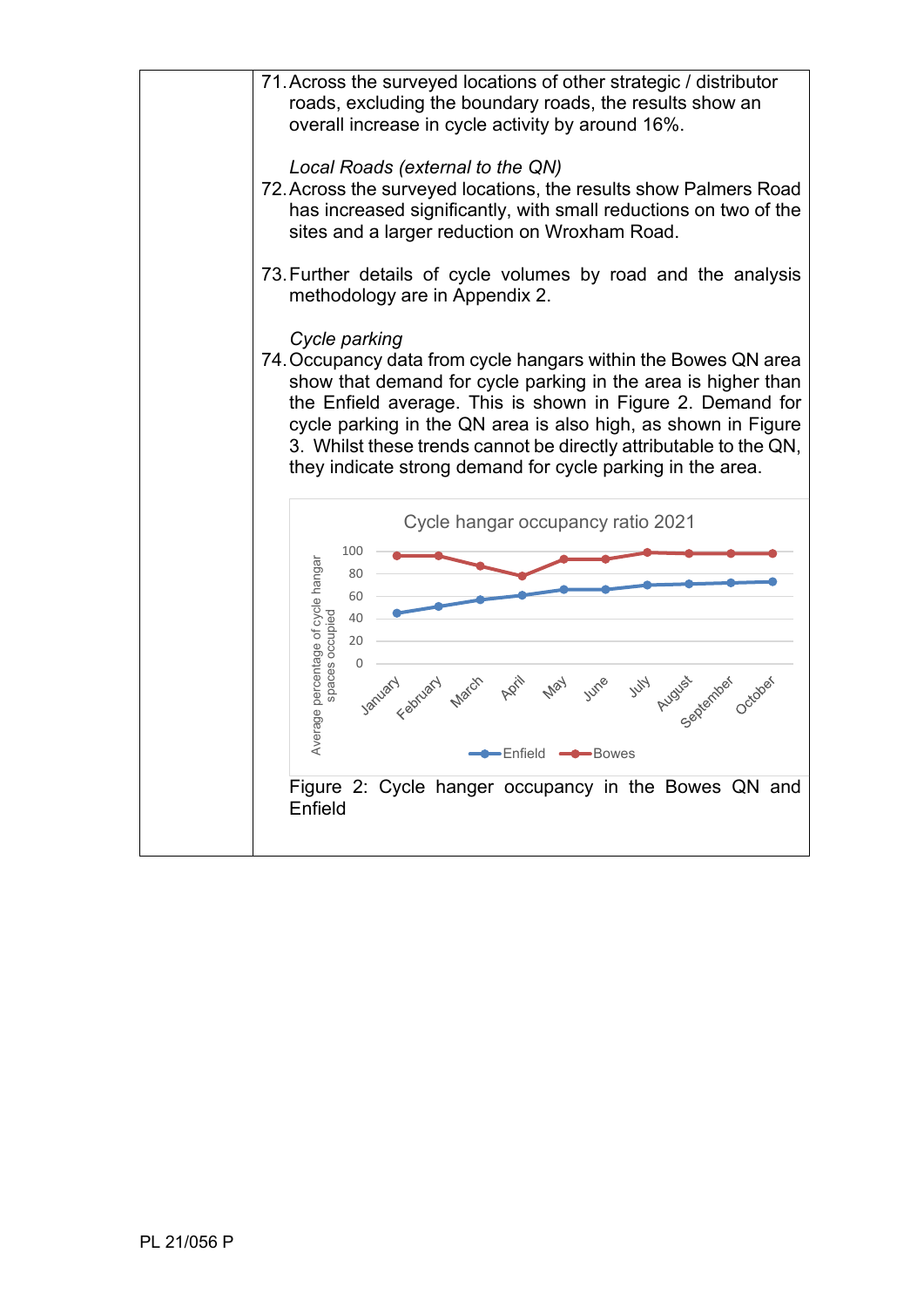71. Across the surveyed locations of other strategic / distributor roads, excluding the boundary roads, the results show an overall increase in cycle activity by around 16%.

*Local Roads (external to the QN)*

72. Across the surveyed locations, the results show Palmers Road has increased significantly, with small reductions on two of the sites and a larger reduction on Wroxham Road.

73. Further details of cycle volumes by road and the analysis methodology are in Appendix 2.

*Cycle parking*

74. Occupancy data from cycle hangars within the Bowes QN area show that demand for cycle parking in the area is higher than the Enfield average. This is shown in Figure 2. Demand for cycle parking in the QN area is also high, as shown in Figure 3. Whilst these trends cannot be directly attributable to the QN, they indicate strong demand for cycle parking in the area.

Figure 2: Cycle hanger occupancy in the Bowes QN and Enfield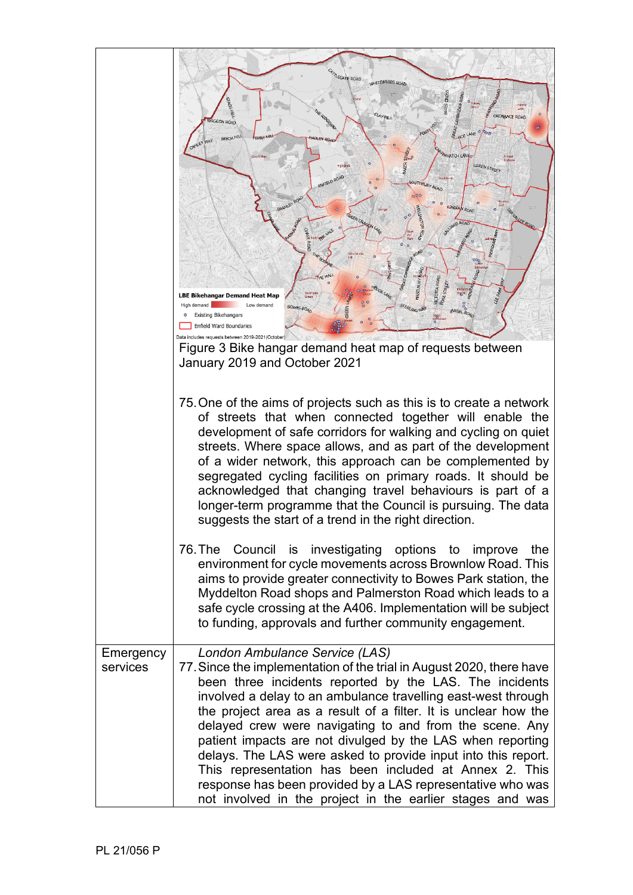| | |
|---|---|
| | Figure 3 Bike hangar demand heat map of requests between January 2019 and October 2021<br><br>75. One of the aims of projects such as this is to create a network of streets that when connected together will enable the development of safe corridors for walking and cycling on quiet streets. Where space allows, and as part of the development of a wider network, this approach can be complemented by segregated cycling facilities on primary roads. It should be acknowledged that changing travel behaviours is part of a longer-term programme that the Council is pursuing. The data suggests the start of a trend in the right direction.<br><br>76. The Council is investigating options to improve the environment for cycle movements across Brownlow Road. This aims to provide greater connectivity to Bowes Park station, the Myddelton Road shops and Palmerston Road which leads to a safe cycle crossing at the A406. Implementation will be subject to funding, approvals and further community engagement. |
| Emergency services | *London Ambulance Service (LAS)*<br>77. Since the implementation of the trial in August 2020, there have been three incidents reported by the LAS. The incidents involved a delay to an ambulance travelling east-west through the project area as a result of a filter. It is unclear how the delayed crew were navigating to and from the scene. Any patient impacts are not divulged by the LAS when reporting delays. The LAS were asked to provide input into this report. This representation has been included at Annex 2. This response has been provided by a LAS representative who was not involved in the project in the earlier stages and was |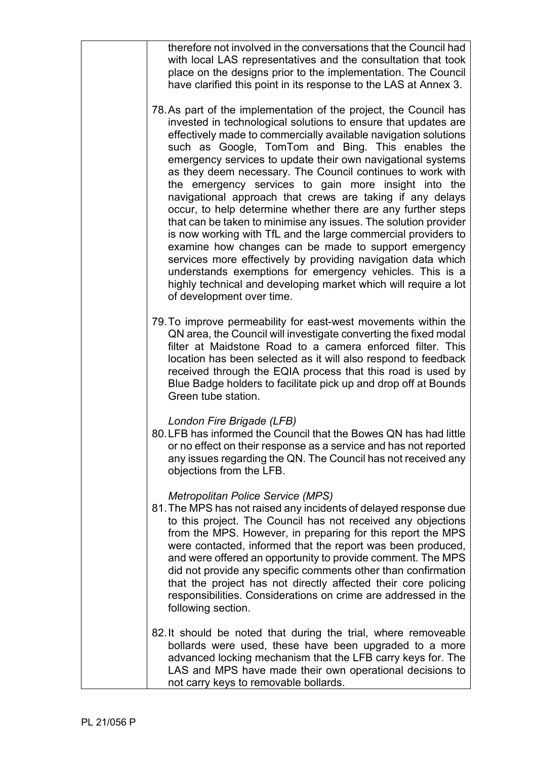therefore not involved in the conversations that the Council had with local LAS representatives and the consultation that took place on the designs prior to the implementation. The Council have clarified this point in its response to the LAS at Annex 3.

78. As part of the implementation of the project, the Council has invested in technological solutions to ensure that updates are effectively made to commercially available navigation solutions such as Google, TomTom and Bing. This enables the emergency services to update their own navigational systems as they deem necessary. The Council continues to work with the emergency services to gain more insight into the navigational approach that crews are taking if any delays occur, to help determine whether there are any further steps that can be taken to minimise any issues. The solution provider is now working with TfL and the large commercial providers to examine how changes can be made to support emergency services more effectively by providing navigation data which understands exemptions for emergency vehicles. This is a highly technical and developing market which will require a lot of development over time.

79. To improve permeability for east-west movements within the QN area, the Council will investigate converting the fixed modal filter at Maidstone Road to a camera enforced filter. This location has been selected as it will also respond to feedback received through the EQIA process that this road is used by Blue Badge holders to facilitate pick up and drop off at Bounds Green tube station.

*London Fire Brigade (LFB)*

80. LFB has informed the Council that the Bowes QN has had little or no effect on their response as a service and has not reported any issues regarding the QN. The Council has not received any objections from the LFB.

*Metropolitan Police Service (MPS)*

81. The MPS has not raised any incidents of delayed response due to this project. The Council has not received any objections from the MPS. However, in preparing for this report the MPS were contacted, informed that the report was been produced, and were offered an opportunity to provide comment. The MPS did not provide any specific comments other than confirmation that the project has not directly affected their core policing responsibilities. Considerations on crime are addressed in the following section.

82. It should be noted that during the trial, where removeable bollards were used, these have been upgraded to a more advanced locking mechanism that the LFB carry keys for. The LAS and MPS have made their own operational decisions to not carry keys to removable bollards.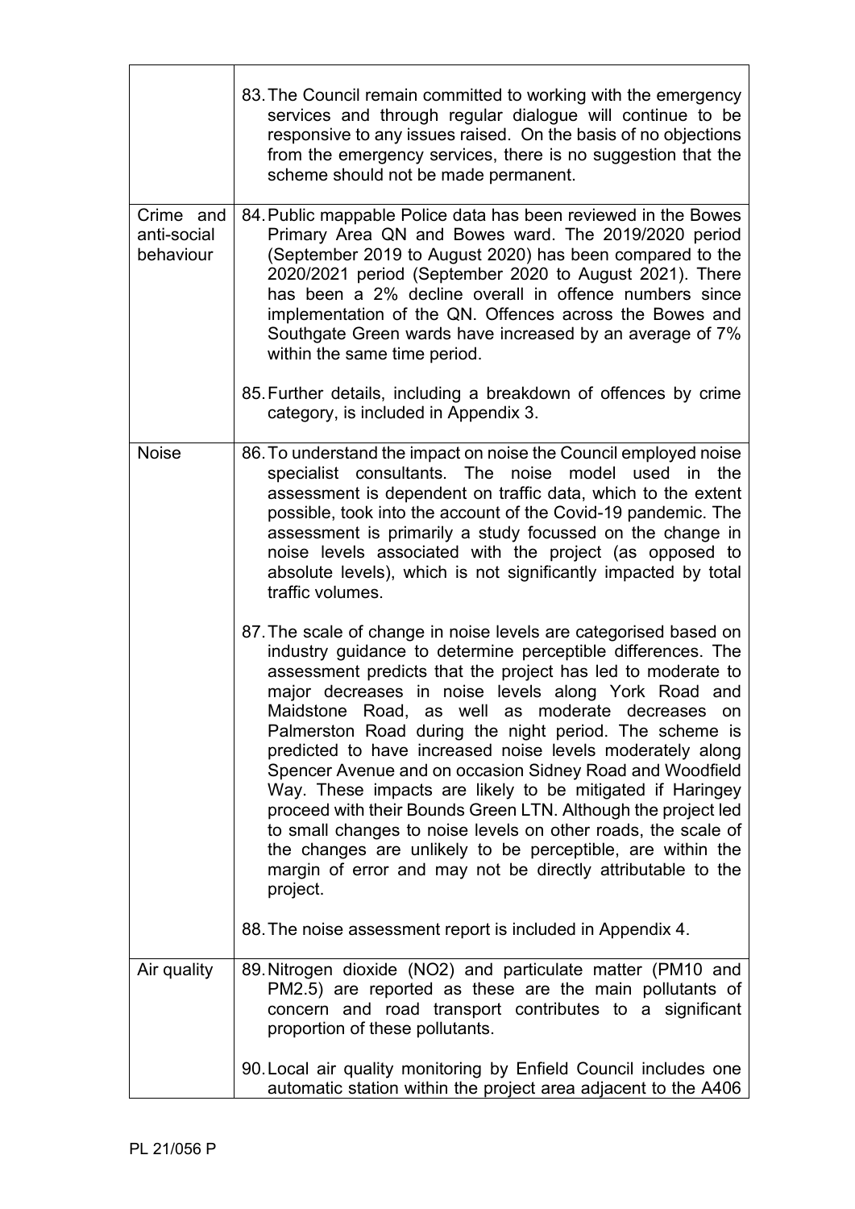| | |
|---|---|
| | 83. The Council remain committed to working with the emergency services and through regular dialogue will continue to be responsive to any issues raised. On the basis of no objections from the emergency services, there is no suggestion that the scheme should not be made permanent. |
| Crime and anti-social behaviour | 84. Public mappable Police data has been reviewed in the Bowes Primary Area QN and Bowes ward. The 2019/2020 period (September 2019 to August 2020) has been compared to the 2020/2021 period (September 2020 to August 2021). There has been a 2% decline overall in offence numbers since implementation of the QN. Offences across the Bowes and Southgate Green wards have increased by an average of 7% within the same time period.<br><br>85. Further details, including a breakdown of offences by crime category, is included in Appendix 3. |
| Noise | 86. To understand the impact on noise the Council employed noise specialist consultants. The noise model used in the assessment is dependent on traffic data, which to the extent possible, took into the account of the Covid-19 pandemic. The assessment is primarily a study focussed on the change in noise levels associated with the project (as opposed to absolute levels), which is not significantly impacted by total traffic volumes.<br><br>87. The scale of change in noise levels are categorised based on industry guidance to determine perceptible differences. The assessment predicts that the project has led to moderate to major decreases in noise levels along York Road and Maidstone Road, as well as moderate decreases on Palmerston Road during the night period. The scheme is predicted to have increased noise levels moderately along Spencer Avenue and on occasion Sidney Road and Woodfield Way. These impacts are likely to be mitigated if Haringey proceed with their Bounds Green LTN. Although the project led to small changes to noise levels on other roads, the scale of the changes are unlikely to be perceptible, are within the margin of error and may not be directly attributable to the project.<br><br>88. The noise assessment report is included in Appendix 4. |
| Air quality | 89. Nitrogen dioxide ($NO_2$) and particulate matter ($PM_{10}$ and $PM_{2.5}$) are reported as these are the main pollutants of concern and road transport contributes to a significant proportion of these pollutants.<br><br>90. Local air quality monitoring by Enfield Council includes one automatic station within the project area adjacent to the A406 |

PL 21/056 P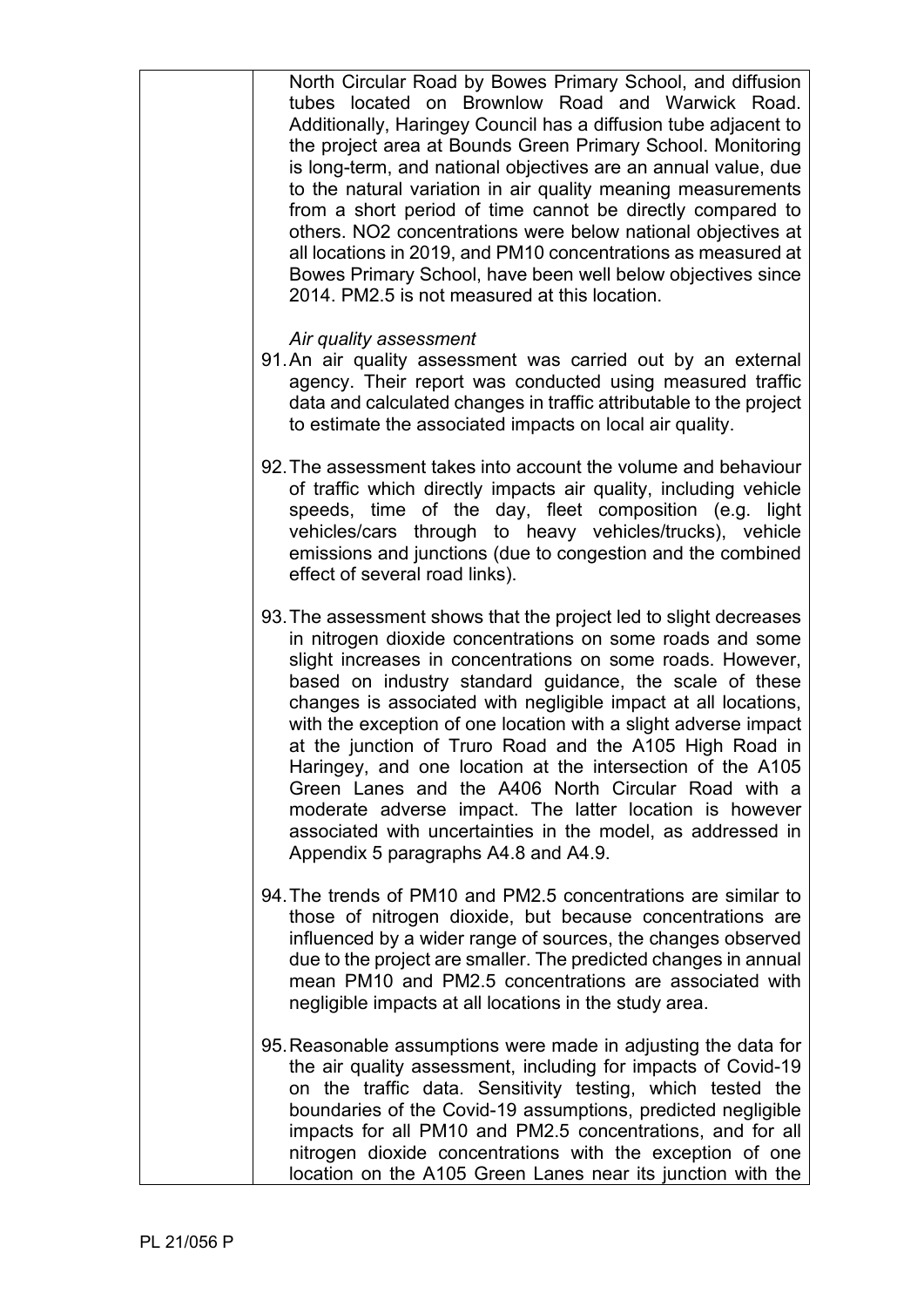North Circular Road by Bowes Primary School, and diffusion tubes located on Brownlow Road and Warwick Road. Additionally, Haringey Council has a diffusion tube adjacent to the project area at Bounds Green Primary School. Monitoring is long-term, and national objectives are an annual value, due to the natural variation in air quality meaning measurements from a short period of time cannot be directly compared to others. $NO_2$ concentrations were below national objectives at all locations in 2019, and $PM_{10}$ concentrations as measured at Bowes Primary School, have been well below objectives since 2014. $PM_{2.5}$ is not measured at this location.

*Air quality assessment*

91. An air quality assessment was carried out by an external agency. Their report was conducted using measured traffic data and calculated changes in traffic attributable to the project to estimate the associated impacts on local air quality.

92. The assessment takes into account the volume and behaviour of traffic which directly impacts air quality, including vehicle speeds, time of the day, fleet composition (e.g. light vehicles/cars through to heavy vehicles/trucks), vehicle emissions and junctions (due to congestion and the combined effect of several road links).

93. The assessment shows that the project led to slight decreases in nitrogen dioxide concentrations on some roads and some slight increases in concentrations on some roads. However, based on industry standard guidance, the scale of these changes is associated with negligible impact at all locations, with the exception of one location with a slight adverse impact at the junction of Truro Road and the A105 High Road in Haringey, and one location at the intersection of the A105 Green Lanes and the A406 North Circular Road with a moderate adverse impact. The latter location is however associated with uncertainties in the model, as addressed in Appendix 5 paragraphs A4.8 and A4.9.

94. The trends of $PM_{10}$ and $PM_{2.5}$ concentrations are similar to those of nitrogen dioxide, but because concentrations are influenced by a wider range of sources, the changes observed due to the project are smaller. The predicted changes in annual mean $PM_{10}$ and $PM_{2.5}$ concentrations are associated with negligible impacts at all locations in the study area.

95. Reasonable assumptions were made in adjusting the data for the air quality assessment, including for impacts of Covid-19 on the traffic data. Sensitivity testing, which tested the boundaries of the Covid-19 assumptions, predicted negligible impacts for all $PM_{10}$ and $PM_{2.5}$ concentrations, and for all nitrogen dioxide concentrations with the exception of one location on the A105 Green Lanes near its junction with the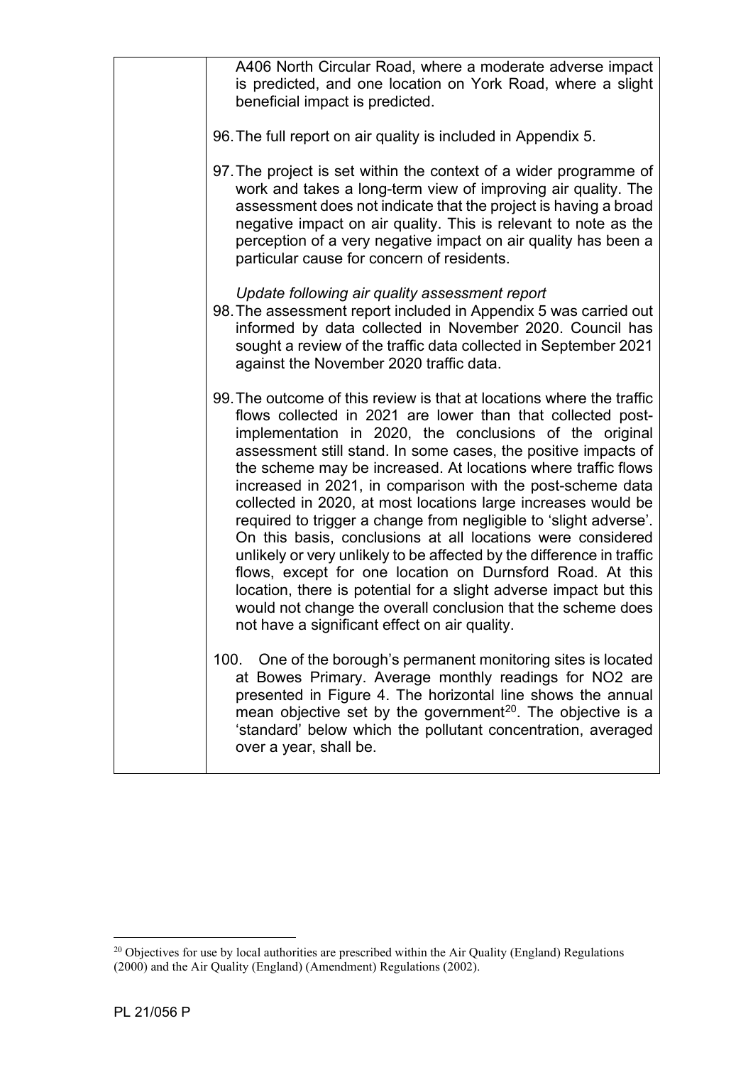A406 North Circular Road, where a moderate adverse impact is predicted, and one location on York Road, where a slight beneficial impact is predicted.

96. The full report on air quality is included in Appendix 5.

97. The project is set within the context of a wider programme of work and takes a long-term view of improving air quality. The assessment does not indicate that the project is having a broad negative impact on air quality. This is relevant to note as the perception of a very negative impact on air quality has been a particular cause for concern of residents.

*Update following air quality assessment report*

98. The assessment report included in Appendix 5 was carried out informed by data collected in November 2020. Council has sought a review of the traffic data collected in September 2021 against the November 2020 traffic data.

99. The outcome of this review is that at locations where the traffic flows collected in 2021 are lower than that collected post-implementation in 2020, the conclusions of the original assessment still stand. In some cases, the positive impacts of the scheme may be increased. At locations where traffic flows increased in 2021, in comparison with the post-scheme data collected in 2020, at most locations large increases would be required to trigger a change from negligible to 'slight adverse'. On this basis, conclusions at all locations were considered unlikely or very unlikely to be affected by the difference in traffic flows, except for one location on Durnsford Road. At this location, there is potential for a slight adverse impact but this would not change the overall conclusion that the scheme does not have a significant effect on air quality.

100. One of the borough's permanent monitoring sites is located at Bowes Primary. Average monthly readings for $NO_2$ are presented in Figure 4. The horizontal line shows the annual mean objective set by the government[20]. The objective is a 'standard' below which the pollutant concentration, averaged over a year, shall be.

[20] Objectives for use by local authorities are prescribed within the Air Quality (England) Regulations (2000) and the Air Quality (England) (Amendment) Regulations (2002).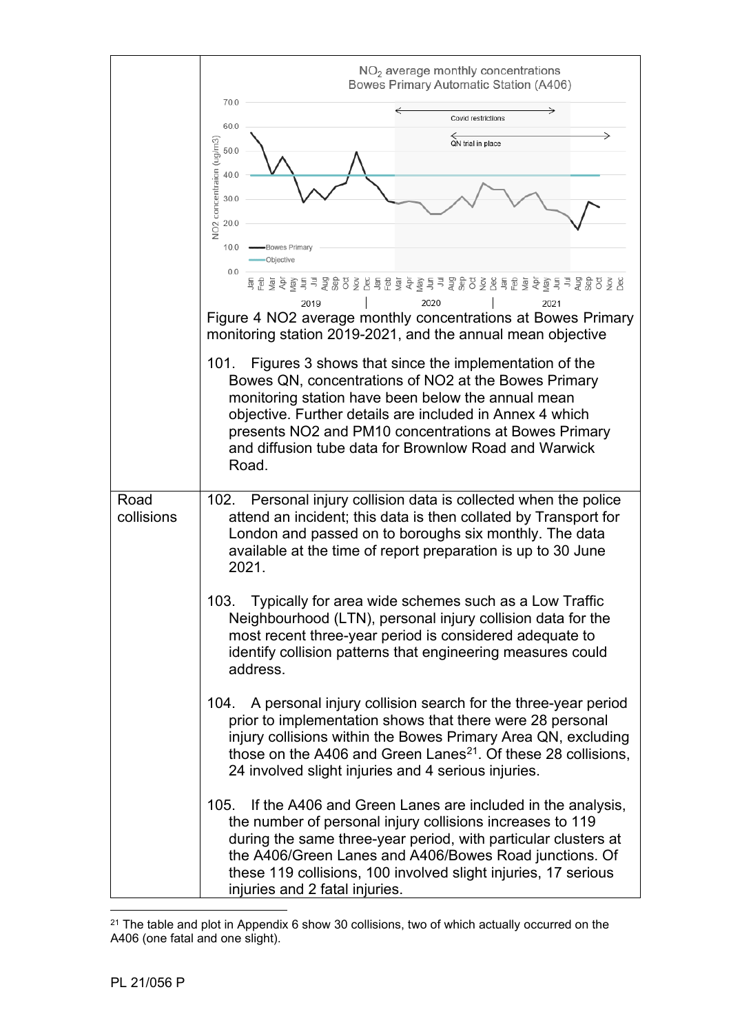| | |
|---|---|
| | Figure 4 NO2 average monthly concentrations at Bowes Primary monitoring station 2019-2021, and the annual mean objective<br><br>101. Figures 3 shows that since the implementation of the Bowes QN, concentrations of NO2 at the Bowes Primary monitoring station have been below the annual mean objective. Further details are included in Annex 4 which presents NO2 and PM10 concentrations at Bowes Primary and diffusion tube data for Brownlow Road and Warwick Road. |
| Road collisions | 102. Personal injury collision data is collected when the police attend an incident; this data is then collated by Transport for London and passed on to boroughs six monthly. The data available at the time of report preparation is up to 30 June 2021.<br><br>103. Typically for area wide schemes such as a Low Traffic Neighbourhood (LTN), personal injury collision data for the most recent three-year period is considered adequate to identify collision patterns that engineering measures could address.<br><br>104. A personal injury collision search for the three-year period prior to implementation shows that there were 28 personal injury collisions within the Bowes Primary Area QN, excluding those on the A406 and Green Lanes[21]. Of these 28 collisions, 24 involved slight injuries and 4 serious injuries.<br><br>105. If the A406 and Green Lanes are included in the analysis, the number of personal injury collisions increases to 119 during the same three-year period, with particular clusters at the A406/Green Lanes and A406/Bowes Road junctions. Of these 119 collisions, 100 involved slight injuries, 17 serious injuries and 2 fatal injuries. |

[21] The table and plot in Appendix 6 show 30 collisions, two of which actually occurred on the A406 (one fatal and one slight).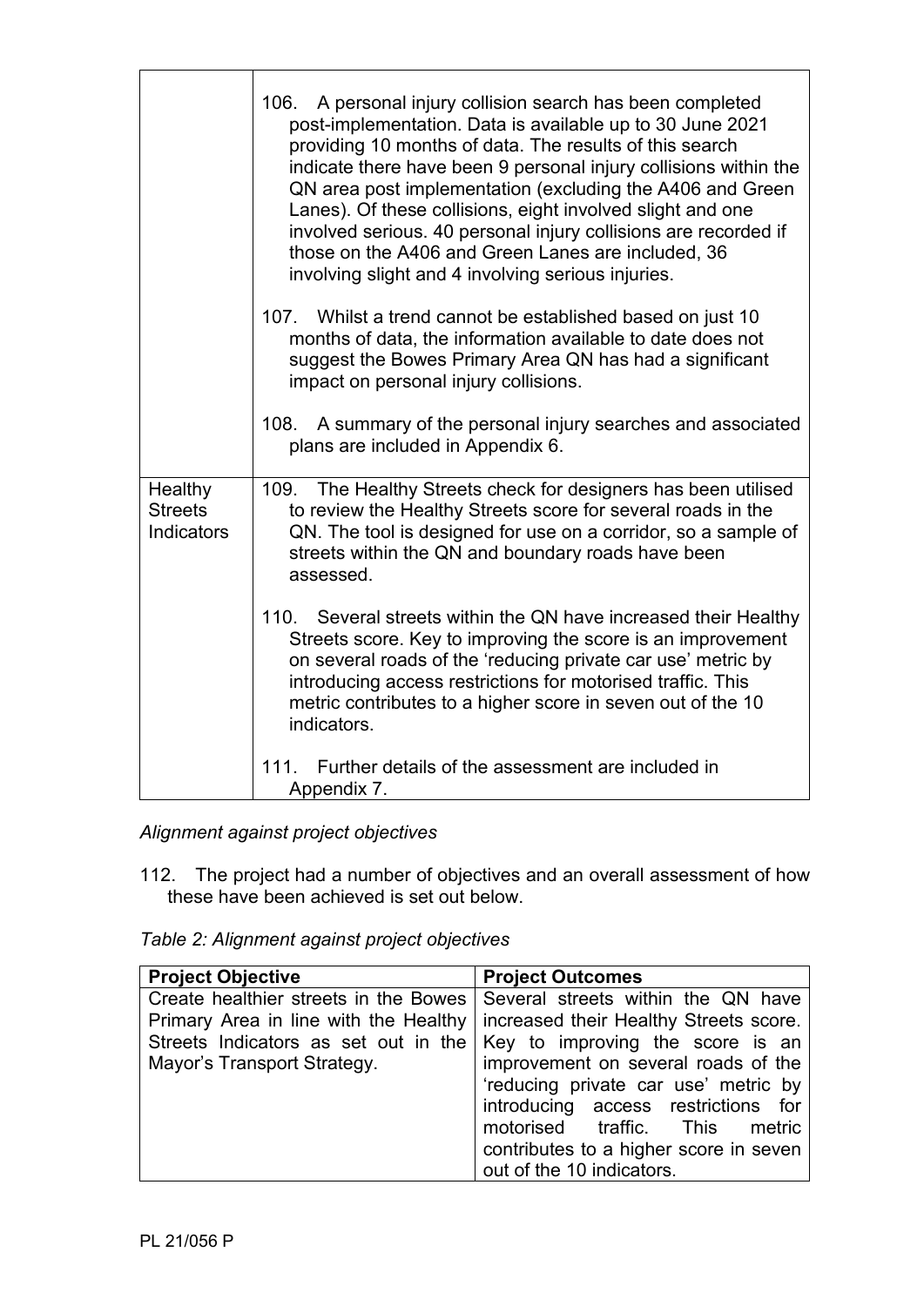| | |
|---|---|
| | 106. A personal injury collision search has been completed post-implementation. Data is available up to 30 June 2021 providing 10 months of data. The results of this search indicate there have been 9 personal injury collisions within the QN area post implementation (excluding the A406 and Green Lanes). Of these collisions, eight involved slight and one involved serious. 40 personal injury collisions are recorded if those on the A406 and Green Lanes are included, 36 involving slight and 4 involving serious injuries.<br><br>107. Whilst a trend cannot be established based on just 10 months of data, the information available to date does not suggest the Bowes Primary Area QN has had a significant impact on personal injury collisions.<br><br>108. A summary of the personal injury searches and associated plans are included in Appendix 6. |
| Healthy Streets Indicators | 109. The Healthy Streets check for designers has been utilised to review the Healthy Streets score for several roads in the QN. The tool is designed for use on a corridor, so a sample of streets within the QN and boundary roads have been assessed.<br><br>110. Several streets within the QN have increased their Healthy Streets score. Key to improving the score is an improvement on several roads of the 'reducing private car use' metric by introducing access restrictions for motorised traffic. This metric contributes to a higher score in seven out of the 10 indicators.<br><br>111. Further details of the assessment are included in Appendix 7. |

*Alignment against project objectives*

112. The project had a number of objectives and an overall assessment of how these have been achieved is set out below.

*Table 2: Alignment against project objectives*

| Project Objective | Project Outcomes |
|---|---|
| Create healthier streets in the Bowes Primary Area in line with the Healthy Streets Indicators as set out in the Mayor's Transport Strategy. | Several streets within the QN have increased their Healthy Streets score. Key to improving the score is an improvement on several roads of the 'reducing private car use' metric by introducing access restrictions for motorised traffic. This metric contributes to a higher score in seven out of the 10 indicators. |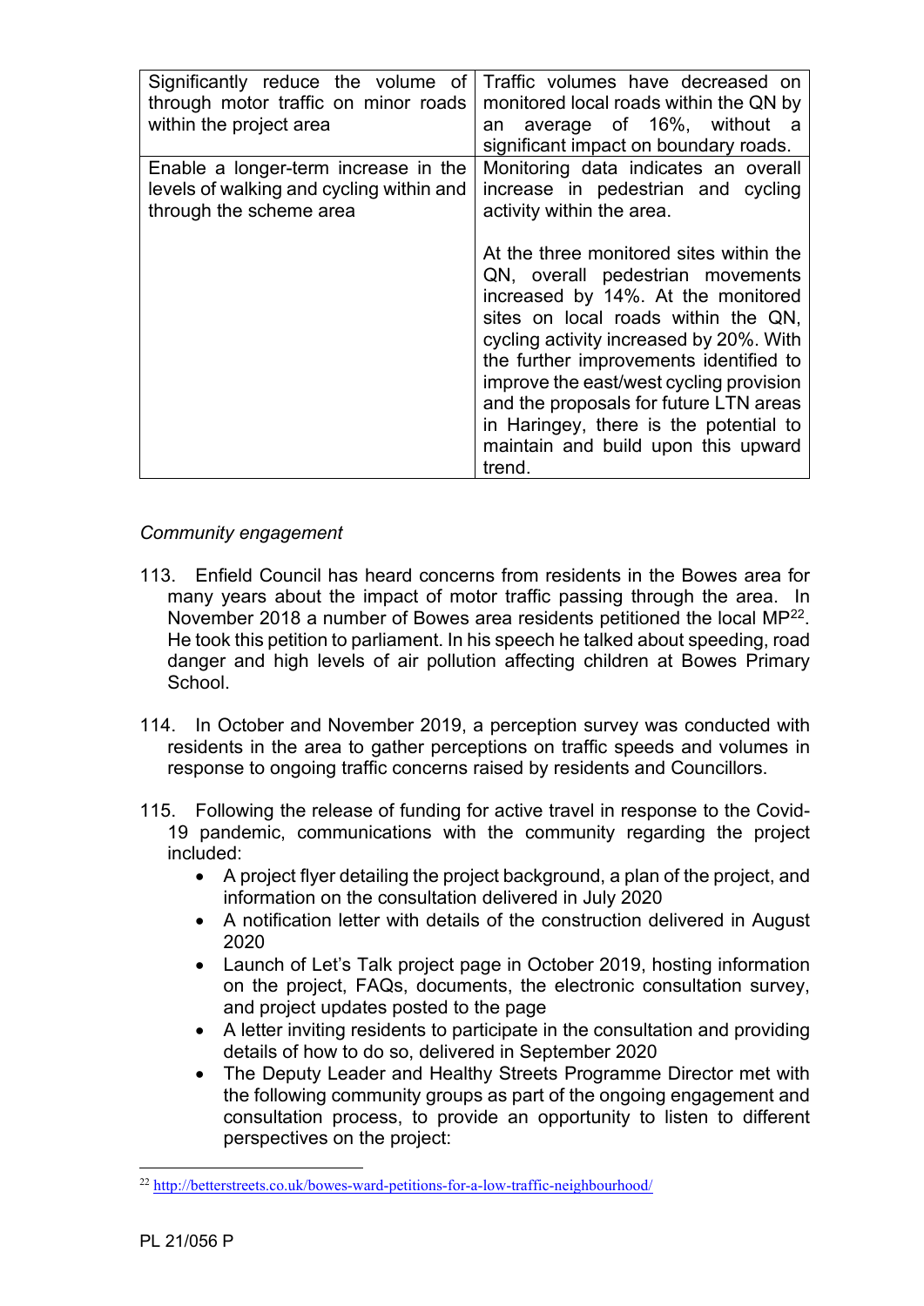| Significantly reduce the volume of through motor traffic on minor roads within the project area | Traffic volumes have decreased on monitored local roads within the QN by an average of 16%, without a significant impact on boundary roads. |
|---|---|
| Enable a longer-term increase in the levels of walking and cycling within and through the scheme area | Monitoring data indicates an overall increase in pedestrian and cycling activity within the area.<br><br>At the three monitored sites within the QN, overall pedestrian movements increased by 14%. At the monitored sites on local roads within the QN, cycling activity increased by 20%. With the further improvements identified to improve the east/west cycling provision and the proposals for future LTN areas in Haringey, there is the potential to maintain and build upon this upward trend. |

*Community engagement*

113. Enfield Council has heard concerns from residents in the Bowes area for many years about the impact of motor traffic passing through the area. In November 2018 a number of Bowes area residents petitioned the local MP[22]. He took this petition to parliament. In his speech he talked about speeding, road danger and high levels of air pollution affecting children at Bowes Primary School.

114. In October and November 2019, a perception survey was conducted with residents in the area to gather perceptions on traffic speeds and volumes in response to ongoing traffic concerns raised by residents and Councillors.

115. Following the release of funding for active travel in response to the Covid-19 pandemic, communications with the community regarding the project included:
    - A project flyer detailing the project background, a plan of the project, and information on the consultation delivered in July 2020
    - A notification letter with details of the construction delivered in August 2020
    - Launch of Let's Talk project page in October 2019, hosting information on the project, FAQs, documents, the electronic consultation survey, and project updates posted to the page
    - A letter inviting residents to participate in the consultation and providing details of how to do so, delivered in September 2020
    - The Deputy Leader and Healthy Streets Programme Director met with the following community groups as part of the ongoing engagement and consultation process, to provide an opportunity to listen to different perspectives on the project:

[22] http://betterstreets.co.uk/bowes-ward-petitions-for-a-low-traffic-neighbourhood/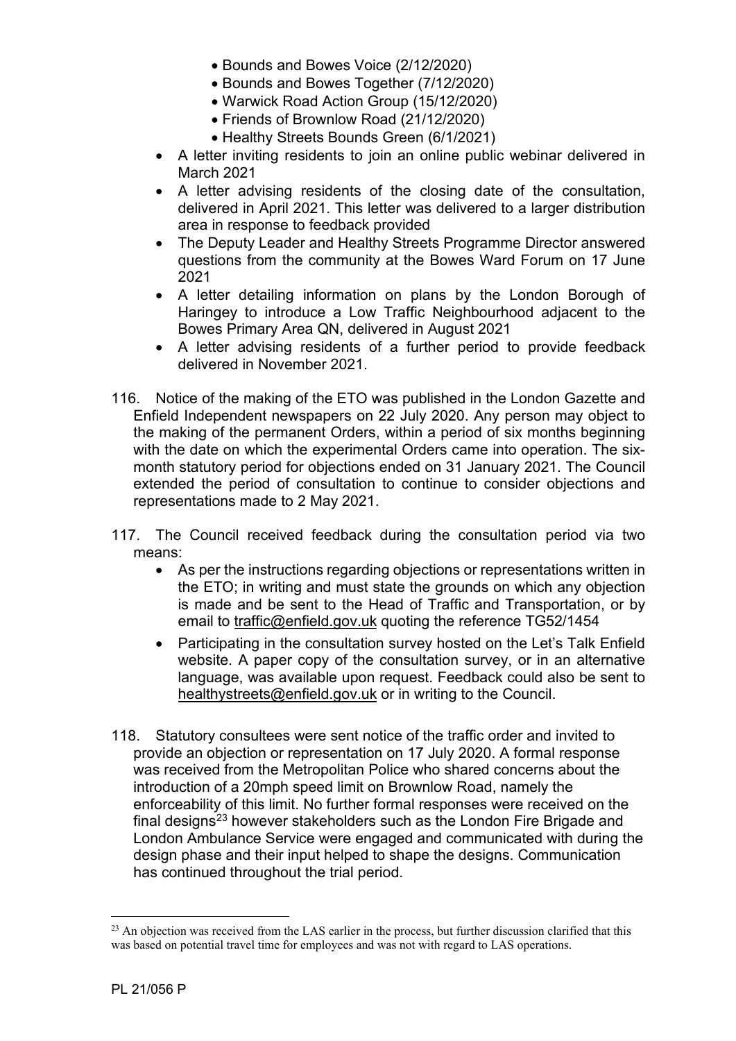- Bounds and Bowes Voice (2/12/2020)
  - Bounds and Bowes Together (7/12/2020)
  - Warwick Road Action Group (15/12/2020)
  - Friends of Brownlow Road (21/12/2020)
  - Healthy Streets Bounds Green (6/1/2021)
- A letter inviting residents to join an online public webinar delivered in March 2021
- A letter advising residents of the closing date of the consultation, delivered in April 2021. This letter was delivered to a larger distribution area in response to feedback provided
- The Deputy Leader and Healthy Streets Programme Director answered questions from the community at the Bowes Ward Forum on 17 June 2021
- A letter detailing information on plans by the London Borough of Haringey to introduce a Low Traffic Neighbourhood adjacent to the Bowes Primary Area QN, delivered in August 2021
- A letter advising residents of a further period to provide feedback delivered in November 2021.

116. Notice of the making of the ETO was published in the London Gazette and Enfield Independent newspapers on 22 July 2020. Any person may object to the making of the permanent Orders, within a period of six months beginning with the date on which the experimental Orders came into operation. The six-month statutory period for objections ended on 31 January 2021. The Council extended the period of consultation to continue to consider objections and representations made to 2 May 2021.

117. The Council received feedback during the consultation period via two means:
    - As per the instructions regarding objections or representations written in the ETO; in writing and must state the grounds on which any objection is made and be sent to the Head of Traffic and Transportation, or by email to traffic@enfield.gov.uk quoting the reference TG52/1454
    - Participating in the consultation survey hosted on the Let's Talk Enfield website. A paper copy of the consultation survey, or in an alternative language, was available upon request. Feedback could also be sent to healthystreets@enfield.gov.uk or in writing to the Council.

118. Statutory consultees were sent notice of the traffic order and invited to provide an objection or representation on 17 July 2020. A formal response was received from the Metropolitan Police who shared concerns about the introduction of a 20mph speed limit on Brownlow Road, namely the enforceability of this limit. No further formal responses were received on the final designs[23] however stakeholders such as the London Fire Brigade and London Ambulance Service were engaged and communicated with during the design phase and their input helped to shape the designs. Communication has continued throughout the trial period.

[23] An objection was received from the LAS earlier in the process, but further discussion clarified that this was based on potential travel time for employees and was not with regard to LAS operations.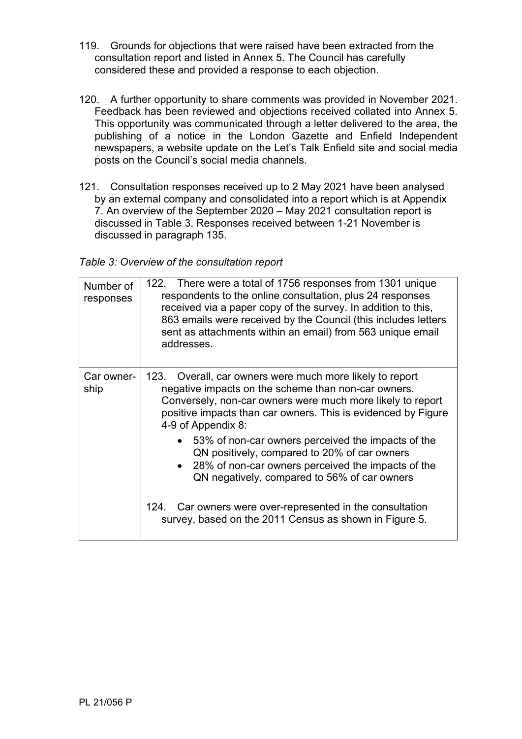119. Grounds for objections that were raised have been extracted from the consultation report and listed in Annex 5. The Council has carefully considered these and provided a response to each objection.

120. A further opportunity to share comments was provided in November 2021. Feedback has been reviewed and objections received collated into Annex 5. This opportunity was communicated through a letter delivered to the area, the publishing of a notice in the London Gazette and Enfield Independent newspapers, a website update on the Let's Talk Enfield site and social media posts on the Council's social media channels.

121. Consultation responses received up to 2 May 2021 have been analysed by an external company and consolidated into a report which is at Appendix 7. An overview of the September 2020 – May 2021 consultation report is discussed in Table 3. Responses received between 1-21 November is discussed in paragraph 135.

*Table 3: Overview of the consultation report*

| | |
|---|---|
| Number of responses | 122. There were a total of 1756 responses from 1301 unique respondents to the online consultation, plus 24 responses received via a paper copy of the survey. In addition to this, 863 emails were received by the Council (this includes letters sent as attachments within an email) from 563 unique email addresses. |
| Car ownership | 123. Overall, car owners were much more likely to report negative impacts on the scheme than non-car owners. Conversely, non-car owners were much more likely to report positive impacts than car owners. This is evidenced by Figure 4-9 of Appendix 8:<br>• 53% of non-car owners perceived the impacts of the QN positively, compared to 20% of car owners<br>• 28% of non-car owners perceived the impacts of the QN negatively, compared to 56% of car owners<br><br>124. Car owners were over-represented in the consultation survey, based on the 2011 Census as shown in Figure 5. |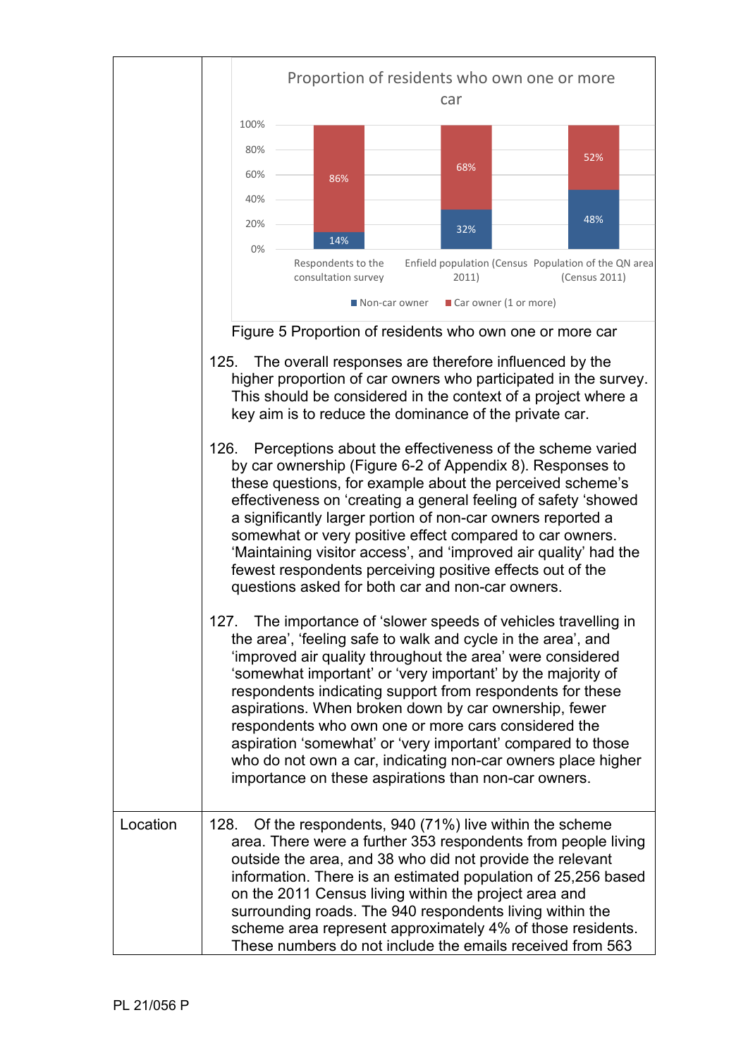| | |
|---|---|
| | **Proportion of residents who own one or more car**<br><br>Respondents to the consultation survey: Non-car owner 14%, Car owner (1 or more) 86%<br>Enfield population (Census 2011): Non-car owner 32%, Car owner (1 or more) 68%<br>Population of the QN area (Census 2011): Non-car owner 48%, Car owner (1 or more) 52%<br><br>Figure 5 Proportion of residents who own one or more car<br><br>125. The overall responses are therefore influenced by the higher proportion of car owners who participated in the survey. This should be considered in the context of a project where a key aim is to reduce the dominance of the private car.<br><br>126. Perceptions about the effectiveness of the scheme varied by car ownership (Figure 6-2 of Appendix 8). Responses to these questions, for example about the perceived scheme's effectiveness on 'creating a general feeling of safety 'showed a significantly larger portion of non-car owners reported a somewhat or very positive effect compared to car owners. 'Maintaining visitor access', and 'improved air quality' had the fewest respondents perceiving positive effects out of the questions asked for both car and non-car owners.<br><br>127. The importance of 'slower speeds of vehicles travelling in the area', 'feeling safe to walk and cycle in the area', and 'improved air quality throughout the area' were considered 'somewhat important' or 'very important' by the majority of respondents indicating support from respondents for these aspirations. When broken down by car ownership, fewer respondents who own one or more cars considered the aspiration 'somewhat' or 'very important' compared to those who do not own a car, indicating non-car owners place higher importance on these aspirations than non-car owners. |
| Location | 128. Of the respondents, 940 (71%) live within the scheme area. There were a further 353 respondents from people living outside the area, and 38 who did not provide the relevant information. There is an estimated population of 25,256 based on the 2011 Census living within the project area and surrounding roads. The 940 respondents living within the scheme area represent approximately 4% of those residents. These numbers do not include the emails received from 563 |

PL 21/056 P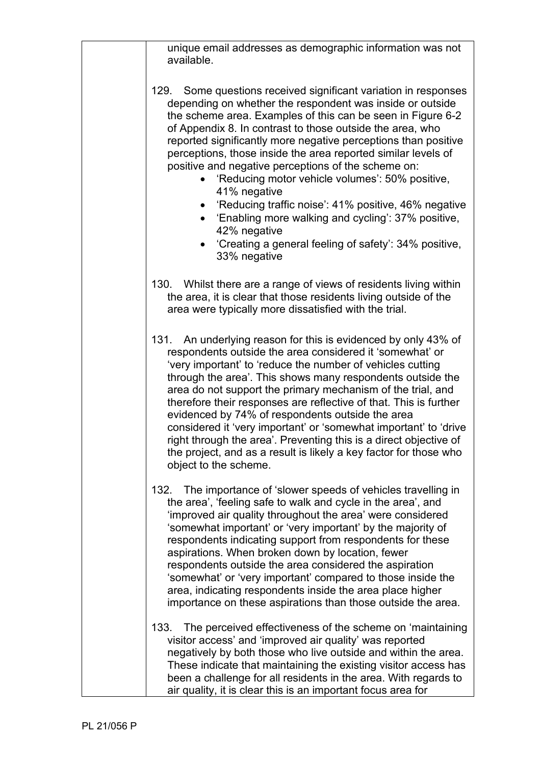unique email addresses as demographic information was not available.

129. Some questions received significant variation in responses depending on whether the respondent was inside or outside the scheme area. Examples of this can be seen in Figure 6-2 of Appendix 8. In contrast to those outside the area, who reported significantly more negative perceptions than positive perceptions, those inside the area reported similar levels of positive and negative perceptions of the scheme on:

- 'Reducing motor vehicle volumes': 50% positive, 41% negative
- 'Reducing traffic noise': 41% positive, 46% negative
- 'Enabling more walking and cycling': 37% positive, 42% negative
- 'Creating a general feeling of safety': 34% positive, 33% negative

130. Whilst there are a range of views of residents living within the area, it is clear that those residents living outside of the area were typically more dissatisfied with the trial.

131. An underlying reason for this is evidenced by only 43% of respondents outside the area considered it 'somewhat' or 'very important' to 'reduce the number of vehicles cutting through the area'. This shows many respondents outside the area do not support the primary mechanism of the trial, and therefore their responses are reflective of that. This is further evidenced by 74% of respondents outside the area considered it 'very important' or 'somewhat important' to 'drive right through the area'. Preventing this is a direct objective of the project, and as a result is likely a key factor for those who object to the scheme.

132. The importance of 'slower speeds of vehicles travelling in the area', 'feeling safe to walk and cycle in the area', and 'improved air quality throughout the area' were considered 'somewhat important' or 'very important' by the majority of respondents indicating support from respondents for these aspirations. When broken down by location, fewer respondents outside the area considered the aspiration 'somewhat' or 'very important' compared to those inside the area, indicating respondents inside the area place higher importance on these aspirations than those outside the area.

133. The perceived effectiveness of the scheme on 'maintaining visitor access' and 'improved air quality' was reported negatively by both those who live outside and within the area. These indicate that maintaining the existing visitor access has been a challenge for all residents in the area. With regards to air quality, it is clear this is an important focus area for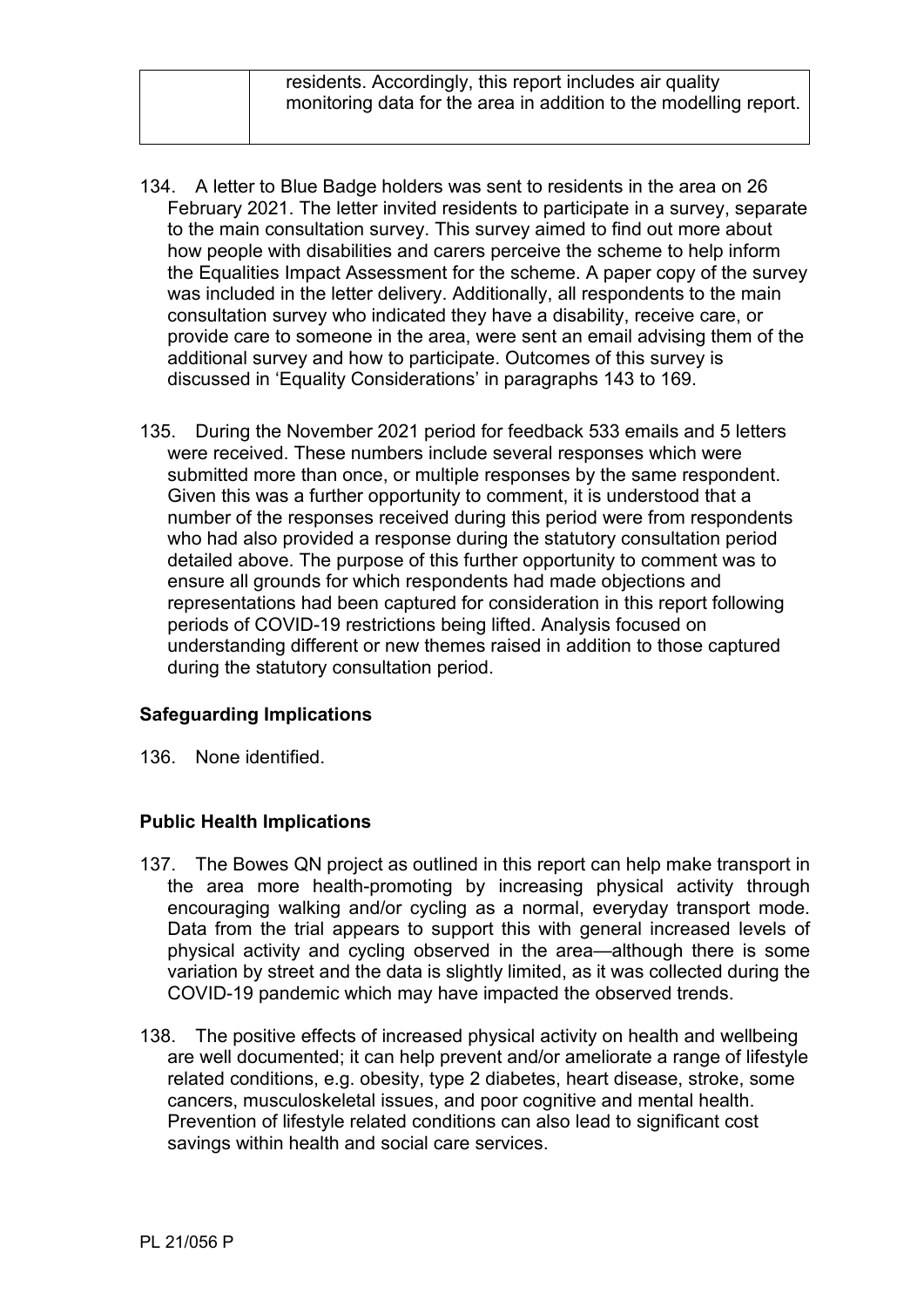|  | residents. Accordingly, this report includes air quality monitoring data for the area in addition to the modelling report. |
| --- | --- |

134. A letter to Blue Badge holders was sent to residents in the area on 26 February 2021. The letter invited residents to participate in a survey, separate to the main consultation survey. This survey aimed to find out more about how people with disabilities and carers perceive the scheme to help inform the Equalities Impact Assessment for the scheme. A paper copy of the survey was included in the letter delivery. Additionally, all respondents to the main consultation survey who indicated they have a disability, receive care, or provide care to someone in the area, were sent an email advising them of the additional survey and how to participate. Outcomes of this survey is discussed in 'Equality Considerations' in paragraphs 143 to 169.

135. During the November 2021 period for feedback 533 emails and 5 letters were received. These numbers include several responses which were submitted more than once, or multiple responses by the same respondent. Given this was a further opportunity to comment, it is understood that a number of the responses received during this period were from respondents who had also provided a response during the statutory consultation period detailed above. The purpose of this further opportunity to comment was to ensure all grounds for which respondents had made objections and representations had been captured for consideration in this report following periods of COVID-19 restrictions being lifted. Analysis focused on understanding different or new themes raised in addition to those captured during the statutory consultation period.

### Safeguarding Implications

136. None identified.

### Public Health Implications

137. The Bowes QN project as outlined in this report can help make transport in the area more health-promoting by increasing physical activity through encouraging walking and/or cycling as a normal, everyday transport mode. Data from the trial appears to support this with general increased levels of physical activity and cycling observed in the area—although there is some variation by street and the data is slightly limited, as it was collected during the COVID-19 pandemic which may have impacted the observed trends.

138. The positive effects of increased physical activity on health and wellbeing are well documented; it can help prevent and/or ameliorate a range of lifestyle related conditions, e.g. obesity, type 2 diabetes, heart disease, stroke, some cancers, musculoskeletal issues, and poor cognitive and mental health. Prevention of lifestyle related conditions can also lead to significant cost savings within health and social care services.

PL 21/056 P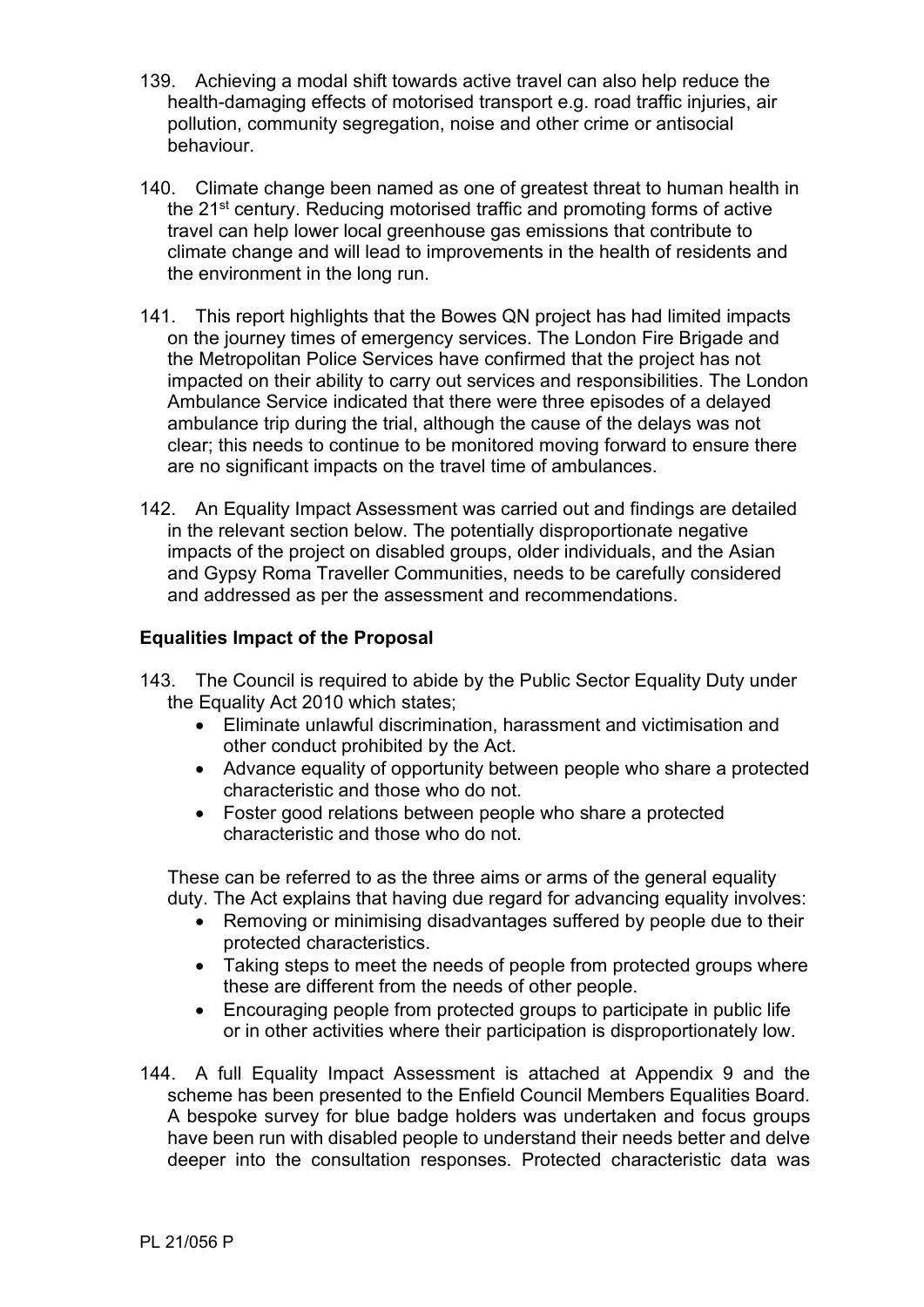139. Achieving a modal shift towards active travel can also help reduce the health-damaging effects of motorised transport e.g. road traffic injuries, air pollution, community segregation, noise and other crime or antisocial behaviour.

140. Climate change been named as one of greatest threat to human health in the 21st century. Reducing motorised traffic and promoting forms of active travel can help lower local greenhouse gas emissions that contribute to climate change and will lead to improvements in the health of residents and the environment in the long run.

141. This report highlights that the Bowes QN project has had limited impacts on the journey times of emergency services. The London Fire Brigade and the Metropolitan Police Services have confirmed that the project has not impacted on their ability to carry out services and responsibilities. The London Ambulance Service indicated that there were three episodes of a delayed ambulance trip during the trial, although the cause of the delays was not clear; this needs to continue to be monitored moving forward to ensure there are no significant impacts on the travel time of ambulances.

142. An Equality Impact Assessment was carried out and findings are detailed in the relevant section below. The potentially disproportionate negative impacts of the project on disabled groups, older individuals, and the Asian and Gypsy Roma Traveller Communities, needs to be carefully considered and addressed as per the assessment and recommendations.

**Equalities Impact of the Proposal**

143. The Council is required to abide by the Public Sector Equality Duty under the Equality Act 2010 which states;
   - Eliminate unlawful discrimination, harassment and victimisation and other conduct prohibited by the Act.
   - Advance equality of opportunity between people who share a protected characteristic and those who do not.
   - Foster good relations between people who share a protected characteristic and those who do not.

   These can be referred to as the three aims or arms of the general equality duty. The Act explains that having due regard for advancing equality involves:
   - Removing or minimising disadvantages suffered by people due to their protected characteristics.
   - Taking steps to meet the needs of people from protected groups where these are different from the needs of other people.
   - Encouraging people from protected groups to participate in public life or in other activities where their participation is disproportionately low.

144. A full Equality Impact Assessment is attached at Appendix 9 and the scheme has been presented to the Enfield Council Members Equalities Board. A bespoke survey for blue badge holders was undertaken and focus groups have been run with disabled people to understand their needs better and delve deeper into the consultation responses. Protected characteristic data was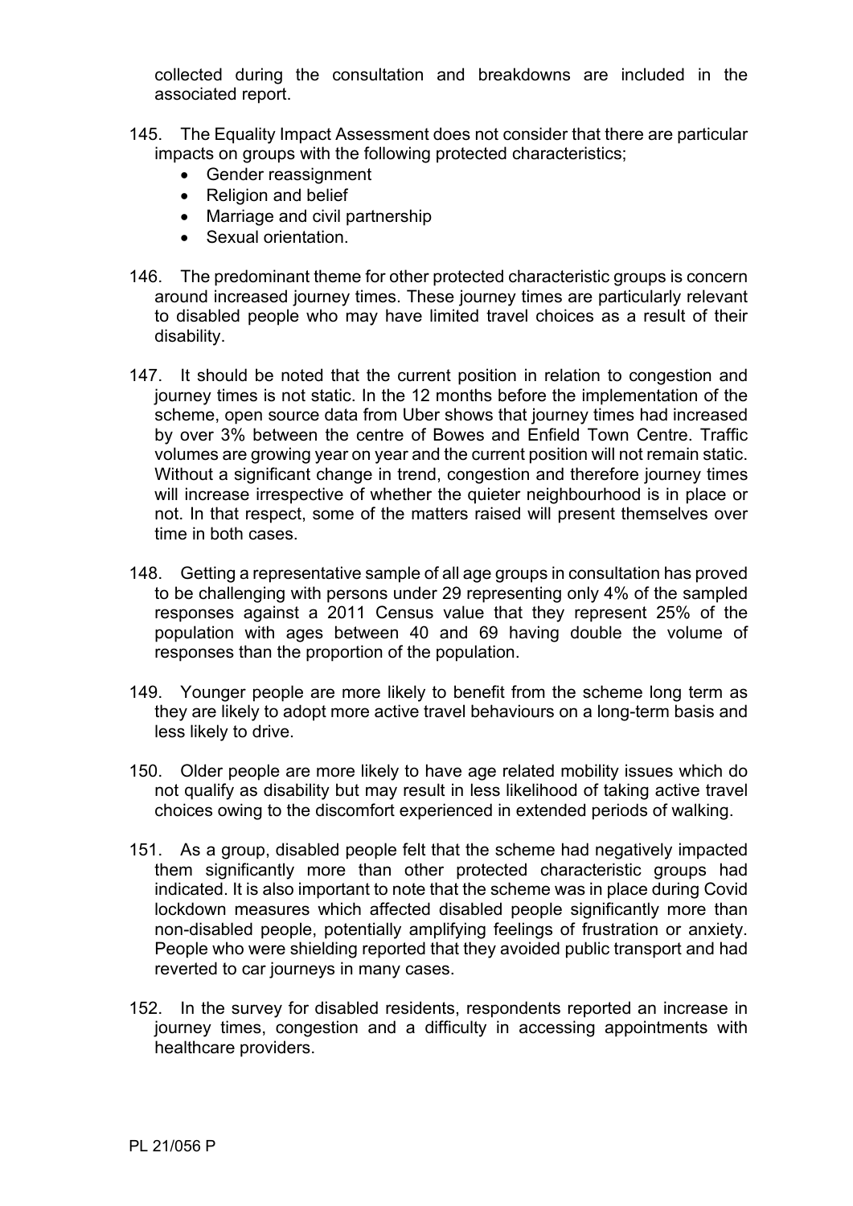collected during the consultation and breakdowns are included in the associated report.

145. The Equality Impact Assessment does not consider that there are particular impacts on groups with the following protected characteristics;
    - Gender reassignment
    - Religion and belief
    - Marriage and civil partnership
    - Sexual orientation.

146. The predominant theme for other protected characteristic groups is concern around increased journey times. These journey times are particularly relevant to disabled people who may have limited travel choices as a result of their disability.

147. It should be noted that the current position in relation to congestion and journey times is not static. In the 12 months before the implementation of the scheme, open source data from Uber shows that journey times had increased by over 3% between the centre of Bowes and Enfield Town Centre. Traffic volumes are growing year on year and the current position will not remain static. Without a significant change in trend, congestion and therefore journey times will increase irrespective of whether the quieter neighbourhood is in place or not. In that respect, some of the matters raised will present themselves over time in both cases.

148. Getting a representative sample of all age groups in consultation has proved to be challenging with persons under 29 representing only 4% of the sampled responses against a 2011 Census value that they represent 25% of the population with ages between 40 and 69 having double the volume of responses than the proportion of the population.

149. Younger people are more likely to benefit from the scheme long term as they are likely to adopt more active travel behaviours on a long-term basis and less likely to drive.

150. Older people are more likely to have age related mobility issues which do not qualify as disability but may result in less likelihood of taking active travel choices owing to the discomfort experienced in extended periods of walking.

151. As a group, disabled people felt that the scheme had negatively impacted them significantly more than other protected characteristic groups had indicated. It is also important to note that the scheme was in place during Covid lockdown measures which affected disabled people significantly more than non-disabled people, potentially amplifying feelings of frustration or anxiety. People who were shielding reported that they avoided public transport and had reverted to car journeys in many cases.

152. In the survey for disabled residents, respondents reported an increase in journey times, congestion and a difficulty in accessing appointments with healthcare providers.

PL 21/056 P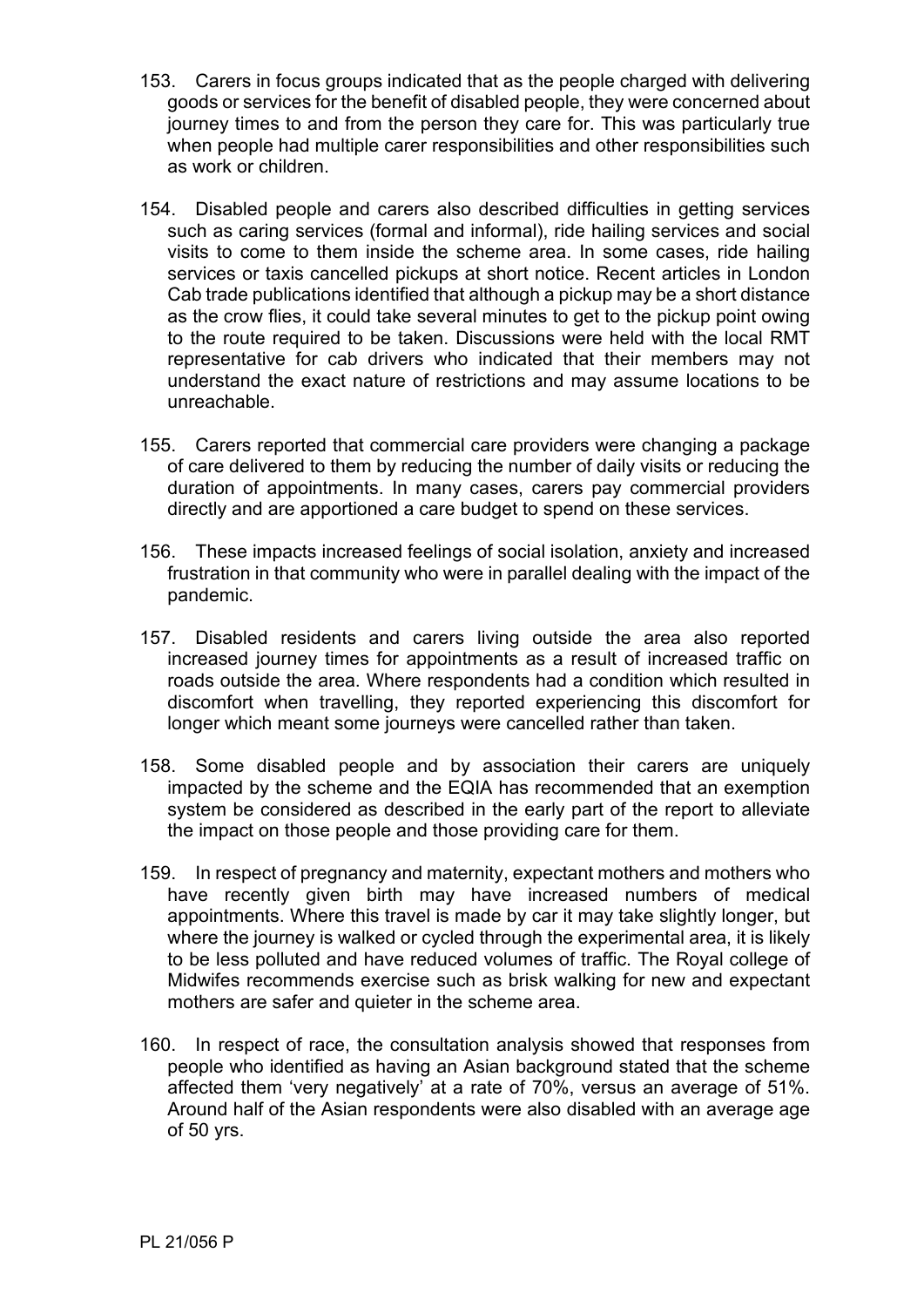153. Carers in focus groups indicated that as the people charged with delivering goods or services for the benefit of disabled people, they were concerned about journey times to and from the person they care for. This was particularly true when people had multiple carer responsibilities and other responsibilities such as work or children.

154. Disabled people and carers also described difficulties in getting services such as caring services (formal and informal), ride hailing services and social visits to come to them inside the scheme area. In some cases, ride hailing services or taxis cancelled pickups at short notice. Recent articles in London Cab trade publications identified that although a pickup may be a short distance as the crow flies, it could take several minutes to get to the pickup point owing to the route required to be taken. Discussions were held with the local RMT representative for cab drivers who indicated that their members may not understand the exact nature of restrictions and may assume locations to be unreachable.

155. Carers reported that commercial care providers were changing a package of care delivered to them by reducing the number of daily visits or reducing the duration of appointments. In many cases, carers pay commercial providers directly and are apportioned a care budget to spend on these services.

156. These impacts increased feelings of social isolation, anxiety and increased frustration in that community who were in parallel dealing with the impact of the pandemic.

157. Disabled residents and carers living outside the area also reported increased journey times for appointments as a result of increased traffic on roads outside the area. Where respondents had a condition which resulted in discomfort when travelling, they reported experiencing this discomfort for longer which meant some journeys were cancelled rather than taken.

158. Some disabled people and by association their carers are uniquely impacted by the scheme and the EQIA has recommended that an exemption system be considered as described in the early part of the report to alleviate the impact on those people and those providing care for them.

159. In respect of pregnancy and maternity, expectant mothers and mothers who have recently given birth may have increased numbers of medical appointments. Where this travel is made by car it may take slightly longer, but where the journey is walked or cycled through the experimental area, it is likely to be less polluted and have reduced volumes of traffic. The Royal college of Midwifes recommends exercise such as brisk walking for new and expectant mothers are safer and quieter in the scheme area.

160. In respect of race, the consultation analysis showed that responses from people who identified as having an Asian background stated that the scheme affected them 'very negatively' at a rate of 70%, versus an average of 51%. Around half of the Asian respondents were also disabled with an average age of 50 yrs.

PL 21/056 P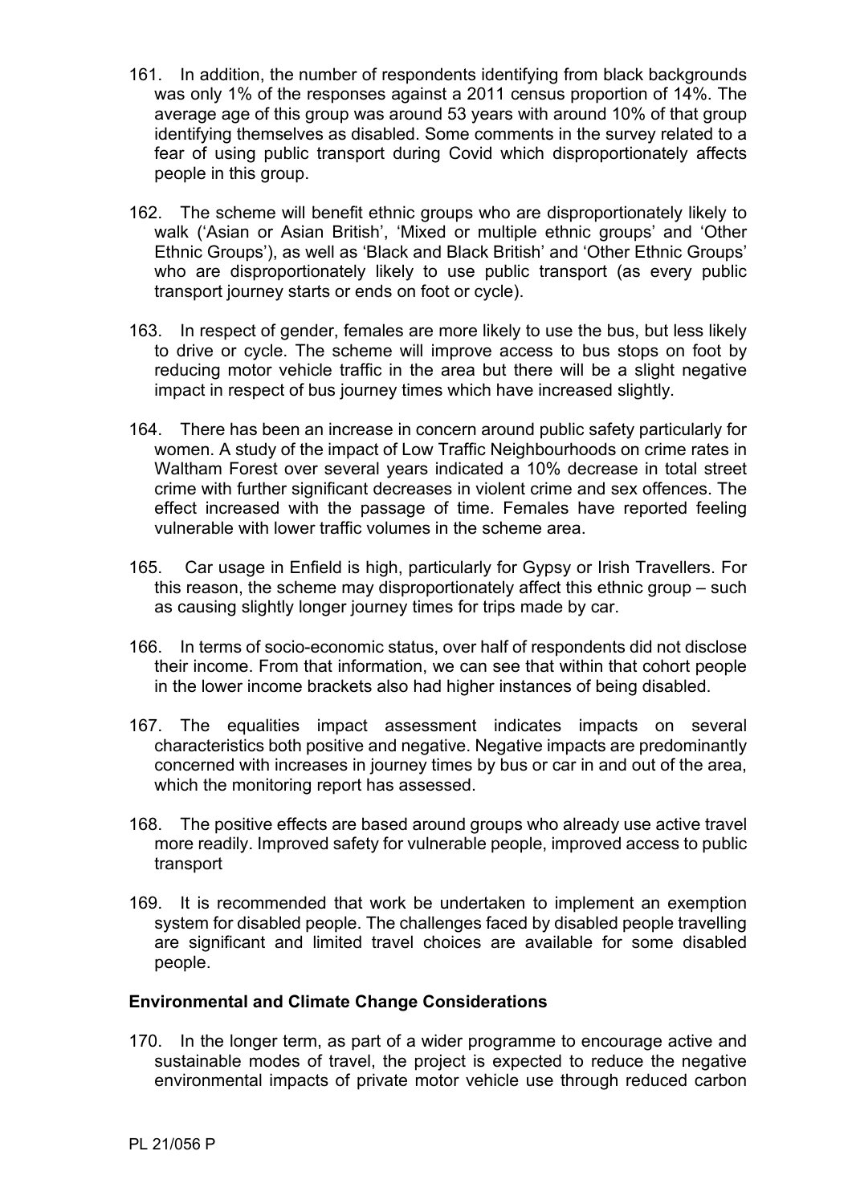161. In addition, the number of respondents identifying from black backgrounds was only 1% of the responses against a 2011 census proportion of 14%. The average age of this group was around 53 years with around 10% of that group identifying themselves as disabled. Some comments in the survey related to a fear of using public transport during Covid which disproportionately affects people in this group.

162. The scheme will benefit ethnic groups who are disproportionately likely to walk ('Asian or Asian British', 'Mixed or multiple ethnic groups' and 'Other Ethnic Groups'), as well as 'Black and Black British' and 'Other Ethnic Groups' who are disproportionately likely to use public transport (as every public transport journey starts or ends on foot or cycle).

163. In respect of gender, females are more likely to use the bus, but less likely to drive or cycle. The scheme will improve access to bus stops on foot by reducing motor vehicle traffic in the area but there will be a slight negative impact in respect of bus journey times which have increased slightly.

164. There has been an increase in concern around public safety particularly for women. A study of the impact of Low Traffic Neighbourhoods on crime rates in Waltham Forest over several years indicated a 10% decrease in total street crime with further significant decreases in violent crime and sex offences. The effect increased with the passage of time. Females have reported feeling vulnerable with lower traffic volumes in the scheme area.

165. Car usage in Enfield is high, particularly for Gypsy or Irish Travellers. For this reason, the scheme may disproportionately affect this ethnic group – such as causing slightly longer journey times for trips made by car.

166. In terms of socio-economic status, over half of respondents did not disclose their income. From that information, we can see that within that cohort people in the lower income brackets also had higher instances of being disabled.

167. The equalities impact assessment indicates impacts on several characteristics both positive and negative. Negative impacts are predominantly concerned with increases in journey times by bus or car in and out of the area, which the monitoring report has assessed.

168. The positive effects are based around groups who already use active travel more readily. Improved safety for vulnerable people, improved access to public transport

169. It is recommended that work be undertaken to implement an exemption system for disabled people. The challenges faced by disabled people travelling are significant and limited travel choices are available for some disabled people.

**Environmental and Climate Change Considerations**

170. In the longer term, as part of a wider programme to encourage active and sustainable modes of travel, the project is expected to reduce the negative environmental impacts of private motor vehicle use through reduced carbon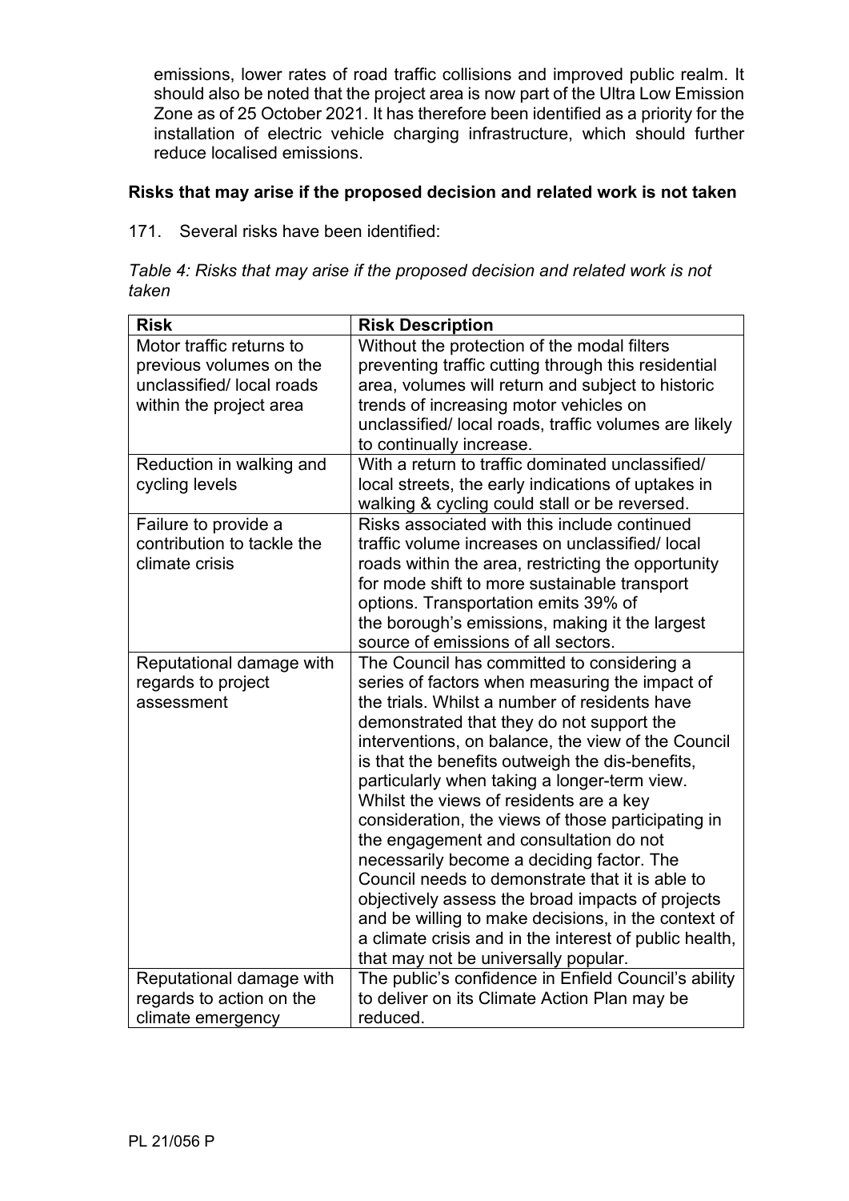emissions, lower rates of road traffic collisions and improved public realm. It should also be noted that the project area is now part of the Ultra Low Emission Zone as of 25 October 2021. It has therefore been identified as a priority for the installation of electric vehicle charging infrastructure, which should further reduce localised emissions.

**Risks that may arise if the proposed decision and related work is not taken**

171. Several risks have been identified:

*Table 4: Risks that may arise if the proposed decision and related work is not taken*

| Risk | Risk Description |
|---|---|
| Motor traffic returns to previous volumes on the unclassified/ local roads within the project area | Without the protection of the modal filters preventing traffic cutting through this residential area, volumes will return and subject to historic trends of increasing motor vehicles on unclassified/ local roads, traffic volumes are likely to continually increase. |
| Reduction in walking and cycling levels | With a return to traffic dominated unclassified/ local streets, the early indications of uptakes in walking & cycling could stall or be reversed. |
| Failure to provide a contribution to tackle the climate crisis | Risks associated with this include continued traffic volume increases on unclassified/ local roads within the area, restricting the opportunity for mode shift to more sustainable transport options. Transportation emits 39% of the borough's emissions, making it the largest source of emissions of all sectors. |
| Reputational damage with regards to project assessment | The Council has committed to considering a series of factors when measuring the impact of the trials. Whilst a number of residents have demonstrated that they do not support the interventions, on balance, the view of the Council is that the benefits outweigh the dis-benefits, particularly when taking a longer-term view. Whilst the views of residents are a key consideration, the views of those participating in the engagement and consultation do not necessarily become a deciding factor. The Council needs to demonstrate that it is able to objectively assess the broad impacts of projects and be willing to make decisions, in the context of a climate crisis and in the interest of public health, that may not be universally popular. |
| Reputational damage with regards to action on the climate emergency | The public's confidence in Enfield Council's ability to deliver on its Climate Action Plan may be reduced. |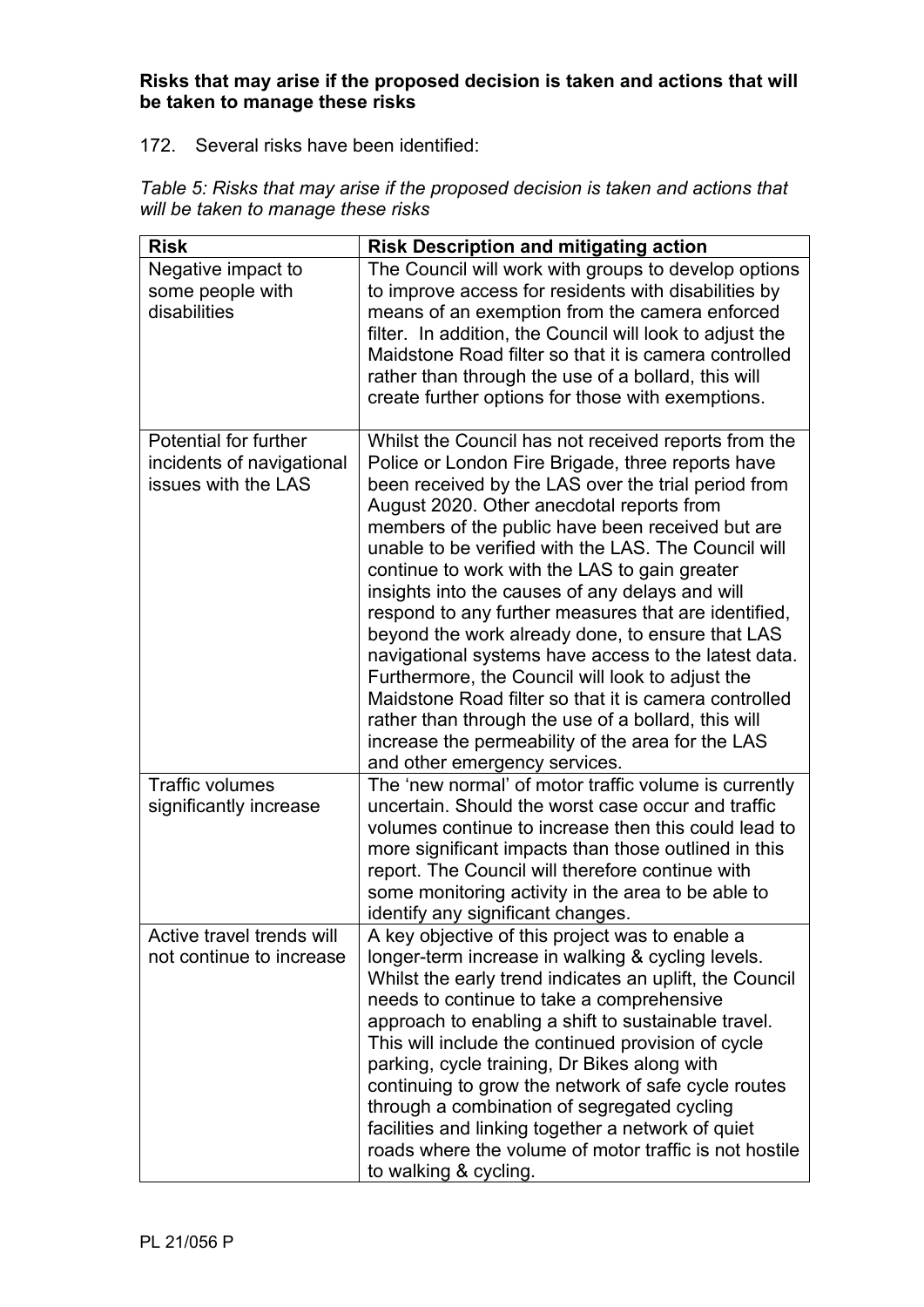**Risks that may arise if the proposed decision is taken and actions that will be taken to manage these risks**

172. Several risks have been identified:

*Table 5: Risks that may arise if the proposed decision is taken and actions that will be taken to manage these risks*

| Risk | Risk Description and mitigating action |
|---|---|
| Negative impact to some people with disabilities | The Council will work with groups to develop options to improve access for residents with disabilities by means of an exemption from the camera enforced filter. In addition, the Council will look to adjust the Maidstone Road filter so that it is camera controlled rather than through the use of a bollard, this will create further options for those with exemptions. |
| Potential for further incidents of navigational issues with the LAS | Whilst the Council has not received reports from the Police or London Fire Brigade, three reports have been received by the LAS over the trial period from August 2020. Other anecdotal reports from members of the public have been received but are unable to be verified with the LAS. The Council will continue to work with the LAS to gain greater insights into the causes of any delays and will respond to any further measures that are identified, beyond the work already done, to ensure that LAS navigational systems have access to the latest data. Furthermore, the Council will look to adjust the Maidstone Road filter so that it is camera controlled rather than through the use of a bollard, this will increase the permeability of the area for the LAS and other emergency services. |
| Traffic volumes significantly increase | The 'new normal' of motor traffic volume is currently uncertain. Should the worst case occur and traffic volumes continue to increase then this could lead to more significant impacts than those outlined in this report. The Council will therefore continue with some monitoring activity in the area to be able to identify any significant changes. |
| Active travel trends will not continue to increase | A key objective of this project was to enable a longer-term increase in walking & cycling levels. Whilst the early trend indicates an uplift, the Council needs to continue to take a comprehensive approach to enabling a shift to sustainable travel. This will include the continued provision of cycle parking, cycle training, Dr Bikes along with continuing to grow the network of safe cycle routes through a combination of segregated cycling facilities and linking together a network of quiet roads where the volume of motor traffic is not hostile to walking & cycling. |

PL 21/056 P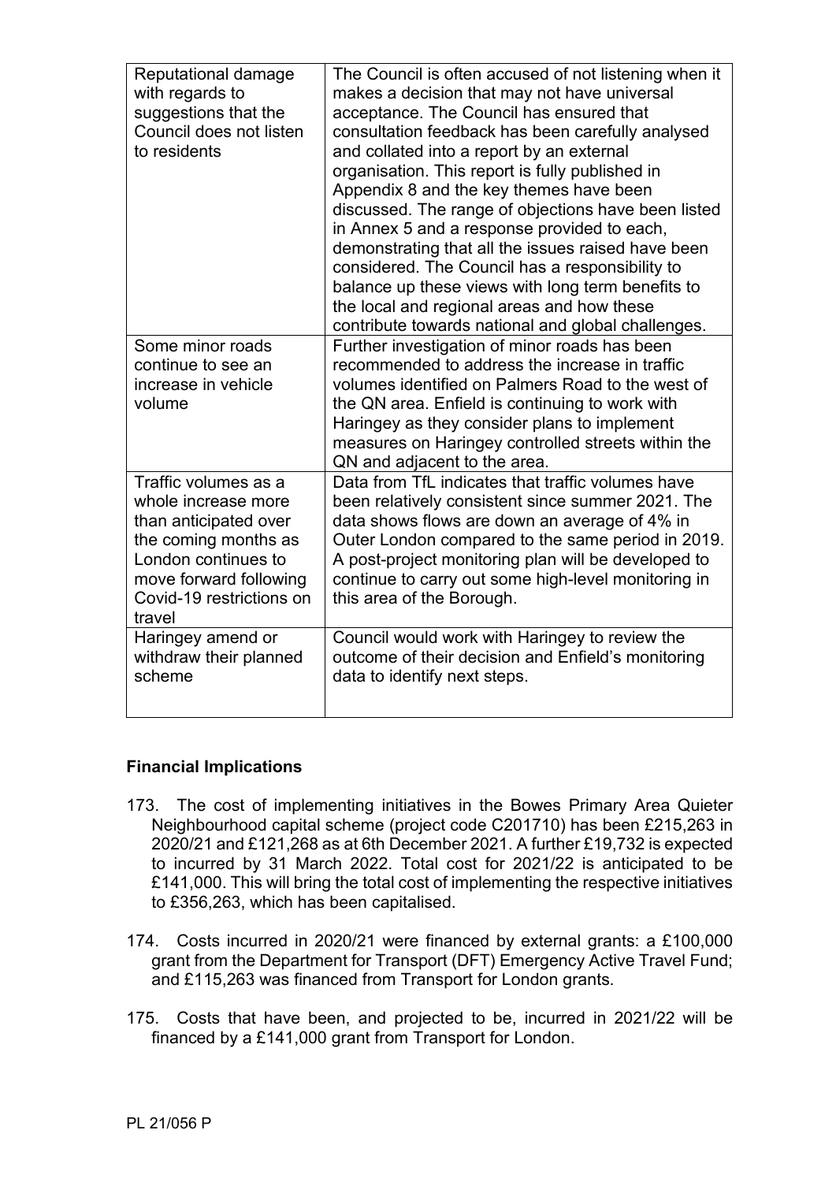| Reputational damage with regards to suggestions that the Council does not listen to residents | The Council is often accused of not listening when it makes a decision that may not have universal acceptance. The Council has ensured that consultation feedback has been carefully analysed and collated into a report by an external organisation. This report is fully published in Appendix 8 and the key themes have been discussed. The range of objections have been listed in Annex 5 and a response provided to each, demonstrating that all the issues raised have been considered. The Council has a responsibility to balance up these views with long term benefits to the local and regional areas and how these contribute towards national and global challenges. |
|---|---|
| Some minor roads continue to see an increase in vehicle volume | Further investigation of minor roads has been recommended to address the increase in traffic volumes identified on Palmers Road to the west of the QN area. Enfield is continuing to work with Haringey as they consider plans to implement measures on Haringey controlled streets within the QN and adjacent to the area. |
| Traffic volumes as a whole increase more than anticipated over the coming months as London continues to move forward following Covid-19 restrictions on travel | Data from TfL indicates that traffic volumes have been relatively consistent since summer 2021. The data shows flows are down an average of 4% in Outer London compared to the same period in 2019. A post-project monitoring plan will be developed to continue to carry out some high-level monitoring in this area of the Borough. |
| Haringey amend or withdraw their planned scheme | Council would work with Haringey to review the outcome of their decision and Enfield's monitoring data to identify next steps. |

**Financial Implications**

173. The cost of implementing initiatives in the Bowes Primary Area Quieter Neighbourhood capital scheme (project code C201710) has been £215,263 in 2020/21 and £121,268 as at 6th December 2021. A further £19,732 is expected to incurred by 31 March 2022. Total cost for 2021/22 is anticipated to be £141,000. This will bring the total cost of implementing the respective initiatives to £356,263, which has been capitalised.

174. Costs incurred in 2020/21 were financed by external grants: a £100,000 grant from the Department for Transport (DFT) Emergency Active Travel Fund; and £115,263 was financed from Transport for London grants.

175. Costs that have been, and projected to be, incurred in 2021/22 will be financed by a £141,000 grant from Transport for London.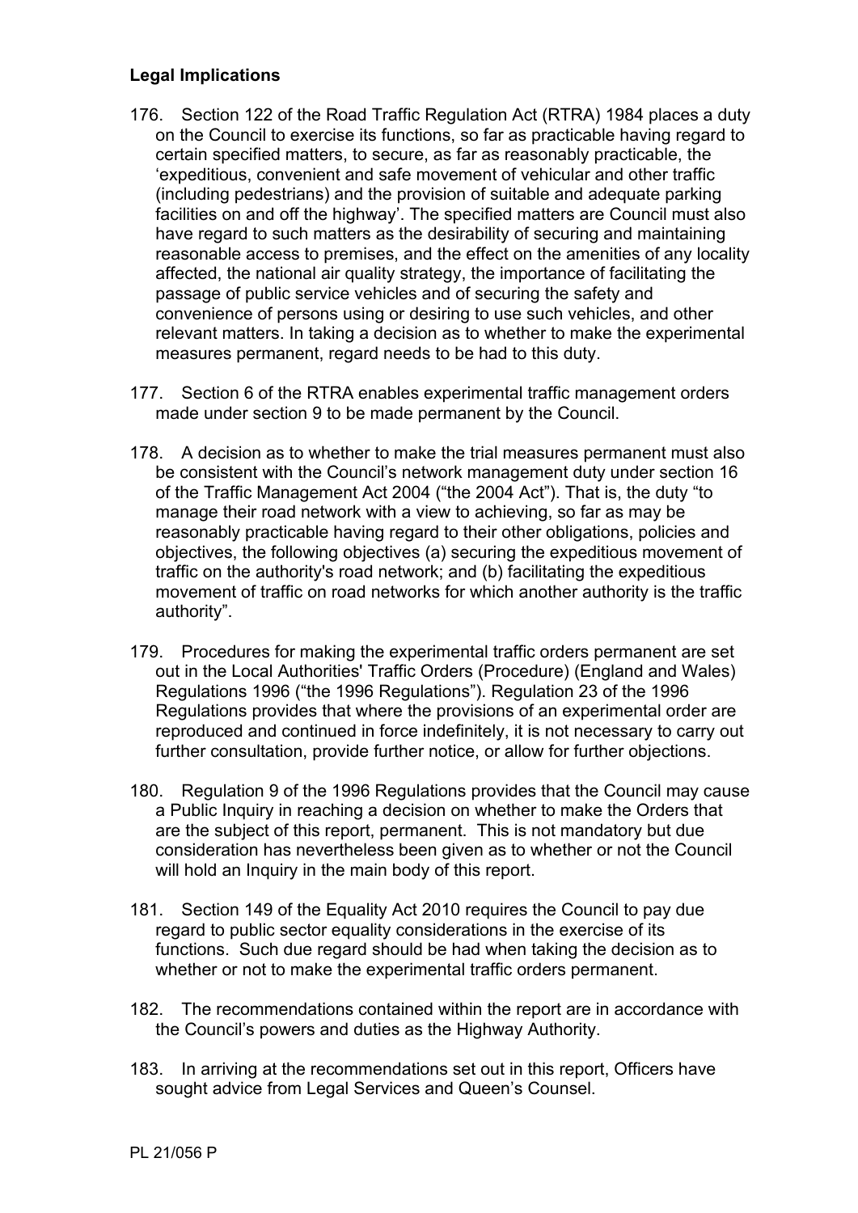**Legal Implications**

176. Section 122 of the Road Traffic Regulation Act (RTRA) 1984 places a duty on the Council to exercise its functions, so far as practicable having regard to certain specified matters, to secure, as far as reasonably practicable, the 'expeditious, convenient and safe movement of vehicular and other traffic (including pedestrians) and the provision of suitable and adequate parking facilities on and off the highway'. The specified matters are Council must also have regard to such matters as the desirability of securing and maintaining reasonable access to premises, and the effect on the amenities of any locality affected, the national air quality strategy, the importance of facilitating the passage of public service vehicles and of securing the safety and convenience of persons using or desiring to use such vehicles, and other relevant matters. In taking a decision as to whether to make the experimental measures permanent, regard needs to be had to this duty.

177. Section 6 of the RTRA enables experimental traffic management orders made under section 9 to be made permanent by the Council.

178. A decision as to whether to make the trial measures permanent must also be consistent with the Council's network management duty under section 16 of the Traffic Management Act 2004 ("the 2004 Act"). That is, the duty "to manage their road network with a view to achieving, so far as may be reasonably practicable having regard to their other obligations, policies and objectives, the following objectives (a) securing the expeditious movement of traffic on the authority's road network; and (b) facilitating the expeditious movement of traffic on road networks for which another authority is the traffic authority".

179. Procedures for making the experimental traffic orders permanent are set out in the Local Authorities' Traffic Orders (Procedure) (England and Wales) Regulations 1996 ("the 1996 Regulations"). Regulation 23 of the 1996 Regulations provides that where the provisions of an experimental order are reproduced and continued in force indefinitely, it is not necessary to carry out further consultation, provide further notice, or allow for further objections.

180. Regulation 9 of the 1996 Regulations provides that the Council may cause a Public Inquiry in reaching a decision on whether to make the Orders that are the subject of this report, permanent. This is not mandatory but due consideration has nevertheless been given as to whether or not the Council will hold an Inquiry in the main body of this report.

181. Section 149 of the Equality Act 2010 requires the Council to pay due regard to public sector equality considerations in the exercise of its functions. Such due regard should be had when taking the decision as to whether or not to make the experimental traffic orders permanent.

182. The recommendations contained within the report are in accordance with the Council's powers and duties as the Highway Authority.

183. In arriving at the recommendations set out in this report, Officers have sought advice from Legal Services and Queen's Counsel.

PL 21/056 P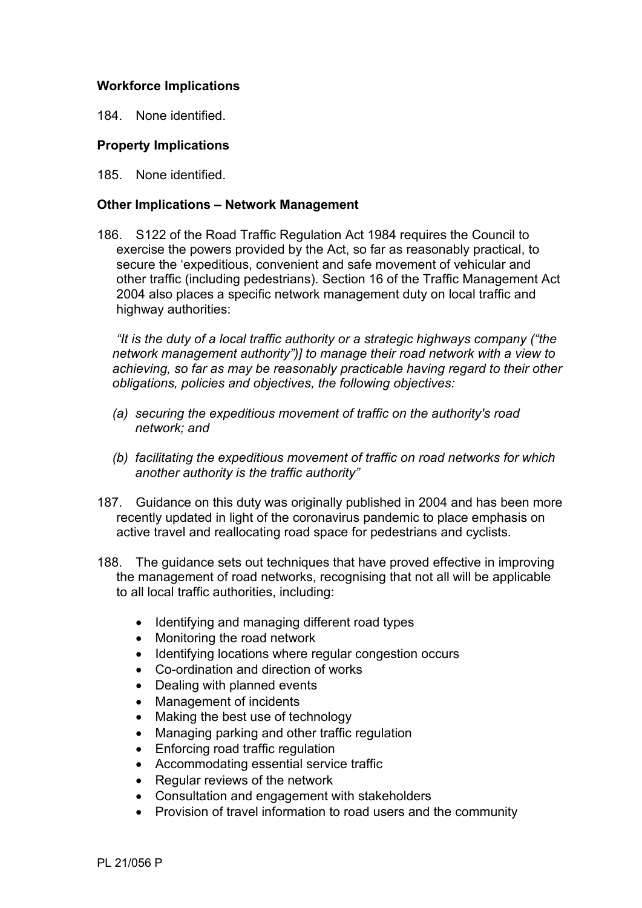**Workforce Implications**

184. None identified.

**Property Implications**

185. None identified.

**Other Implications – Network Management**

186. S122 of the Road Traffic Regulation Act 1984 requires the Council to exercise the powers provided by the Act, so far as reasonably practical, to secure the 'expeditious, convenient and safe movement of vehicular and other traffic (including pedestrians). Section 16 of the Traffic Management Act 2004 also places a specific network management duty on local traffic and highway authorities:

*"It is the duty of a local traffic authority or a strategic highways company ("the network management authority")] to manage their road network with a view to achieving, so far as may be reasonably practicable having regard to their other obligations, policies and objectives, the following objectives:*

*(a) securing the expeditious movement of traffic on the authority's road network; and*

*(b) facilitating the expeditious movement of traffic on road networks for which another authority is the traffic authority"*

187. Guidance on this duty was originally published in 2004 and has been more recently updated in light of the coronavirus pandemic to place emphasis on active travel and reallocating road space for pedestrians and cyclists.

188. The guidance sets out techniques that have proved effective in improving the management of road networks, recognising that not all will be applicable to all local traffic authorities, including:

- Identifying and managing different road types
- Monitoring the road network
- Identifying locations where regular congestion occurs
- Co-ordination and direction of works
- Dealing with planned events
- Management of incidents
- Making the best use of technology
- Managing parking and other traffic regulation
- Enforcing road traffic regulation
- Accommodating essential service traffic
- Regular reviews of the network
- Consultation and engagement with stakeholders
- Provision of travel information to road users and the community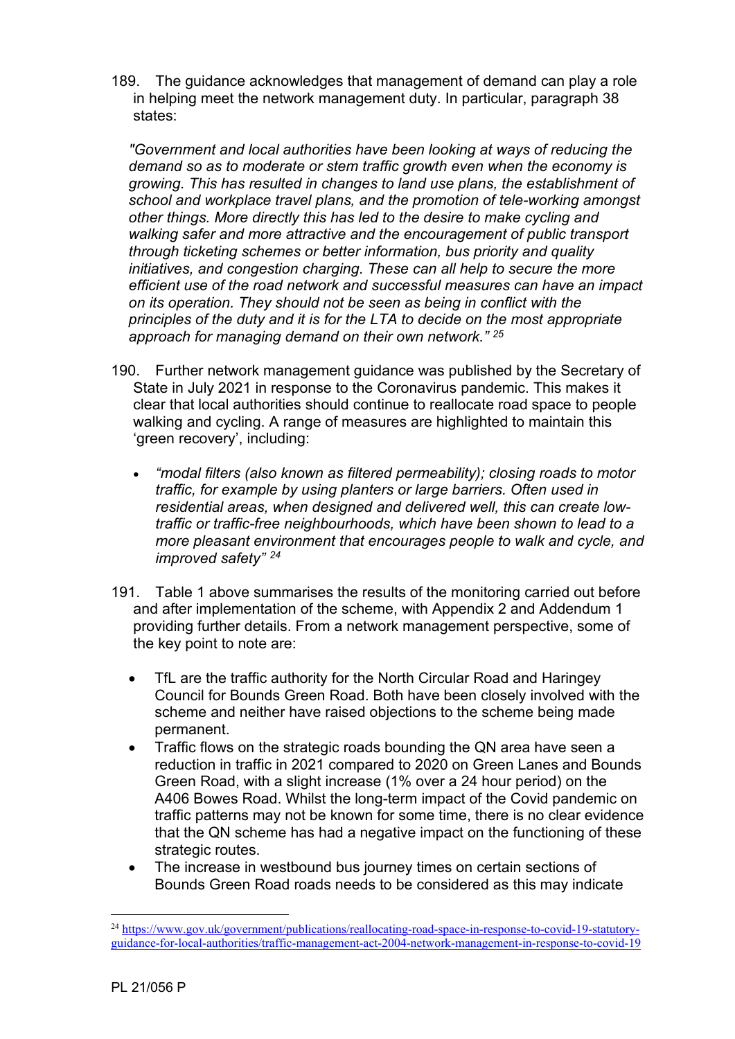189. The guidance acknowledges that management of demand can play a role in helping meet the network management duty. In particular, paragraph 38 states:

*"Government and local authorities have been looking at ways of reducing the demand so as to moderate or stem traffic growth even when the economy is growing. This has resulted in changes to land use plans, the establishment of school and workplace travel plans, and the promotion of tele-working amongst other things. More directly this has led to the desire to make cycling and walking safer and more attractive and the encouragement of public transport through ticketing schemes or better information, bus priority and quality initiatives, and congestion charging. These can all help to secure the more efficient use of the road network and successful measures can have an impact on its operation. They should not be seen as being in conflict with the principles of the duty and it is for the LTA to decide on the most appropriate approach for managing demand on their own network."* [25]

190. Further network management guidance was published by the Secretary of State in July 2021 in response to the Coronavirus pandemic. This makes it clear that local authorities should continue to reallocate road space to people walking and cycling. A range of measures are highlighted to maintain this 'green recovery', including:

- *"modal filters (also known as filtered permeability); closing roads to motor traffic, for example by using planters or large barriers. Often used in residential areas, when designed and delivered well, this can create low-traffic or traffic-free neighbourhoods, which have been shown to lead to a more pleasant environment that encourages people to walk and cycle, and improved safety"* [24]

191. Table 1 above summarises the results of the monitoring carried out before and after implementation of the scheme, with Appendix 2 and Addendum 1 providing further details. From a network management perspective, some of the key point to note are:

- TfL are the traffic authority for the North Circular Road and Haringey Council for Bounds Green Road. Both have been closely involved with the scheme and neither have raised objections to the scheme being made permanent.
- Traffic flows on the strategic roads bounding the QN area have seen a reduction in traffic in 2021 compared to 2020 on Green Lanes and Bounds Green Road, with a slight increase (1% over a 24 hour period) on the A406 Bowes Road. Whilst the long-term impact of the Covid pandemic on traffic patterns may not be known for some time, there is no clear evidence that the QN scheme has had a negative impact on the functioning of these strategic routes.
- The increase in westbound bus journey times on certain sections of Bounds Green Road roads needs to be considered as this may indicate

[24] https://www.gov.uk/government/publications/reallocating-road-space-in-response-to-covid-19-statutory-guidance-for-local-authorities/traffic-management-act-2004-network-management-in-response-to-covid-19

PL 21/056 P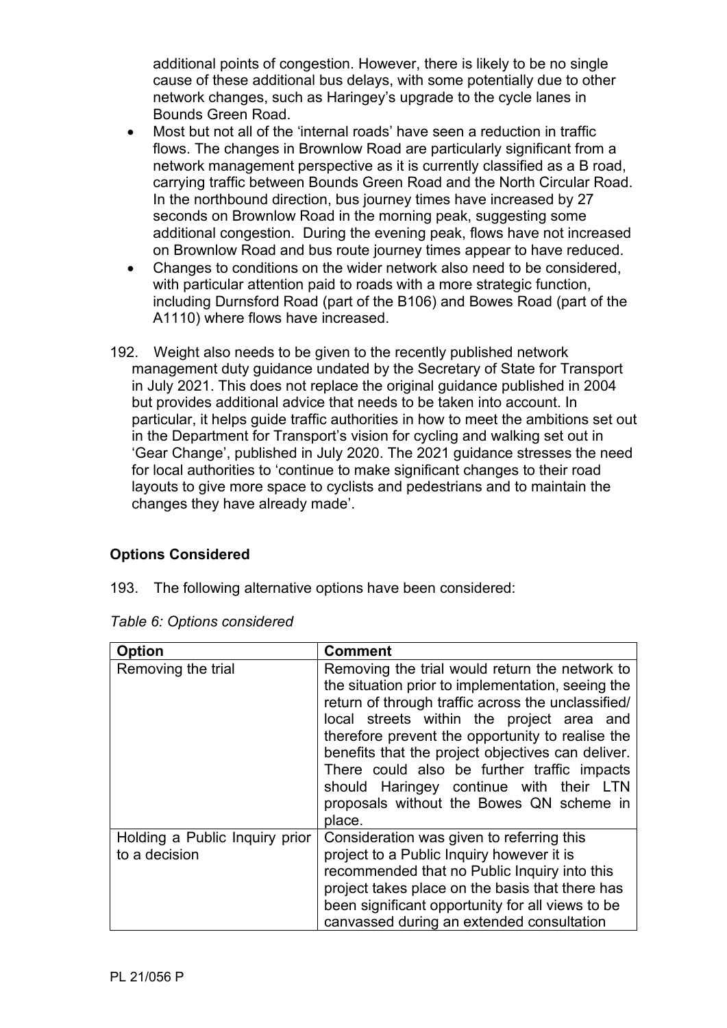additional points of congestion. However, there is likely to be no single cause of these additional bus delays, with some potentially due to other network changes, such as Haringey's upgrade to the cycle lanes in Bounds Green Road.

- Most but not all of the 'internal roads' have seen a reduction in traffic flows. The changes in Brownlow Road are particularly significant from a network management perspective as it is currently classified as a B road, carrying traffic between Bounds Green Road and the North Circular Road. In the northbound direction, bus journey times have increased by 27 seconds on Brownlow Road in the morning peak, suggesting some additional congestion. During the evening peak, flows have not increased on Brownlow Road and bus route journey times appear to have reduced.
- Changes to conditions on the wider network also need to be considered, with particular attention paid to roads with a more strategic function, including Durnsford Road (part of the B106) and Bowes Road (part of the A1110) where flows have increased.

192. Weight also needs to be given to the recently published network management duty guidance undated by the Secretary of State for Transport in July 2021. This does not replace the original guidance published in 2004 but provides additional advice that needs to be taken into account. In particular, it helps guide traffic authorities in how to meet the ambitions set out in the Department for Transport's vision for cycling and walking set out in 'Gear Change', published in July 2020. The 2021 guidance stresses the need for local authorities to 'continue to make significant changes to their road layouts to give more space to cyclists and pedestrians and to maintain the changes they have already made'.

## Options Considered

193. The following alternative options have been considered:

*Table 6: Options considered*

| Option | Comment |
|---|---|
| Removing the trial | Removing the trial would return the network to the situation prior to implementation, seeing the return of through traffic across the unclassified/ local streets within the project area and therefore prevent the opportunity to realise the benefits that the project objectives can deliver. There could also be further traffic impacts should Haringey continue with their LTN proposals without the Bowes QN scheme in place. |
| Holding a Public Inquiry prior to a decision | Consideration was given to referring this project to a Public Inquiry however it is recommended that no Public Inquiry into this project takes place on the basis that there has been significant opportunity for all views to be canvassed during an extended consultation |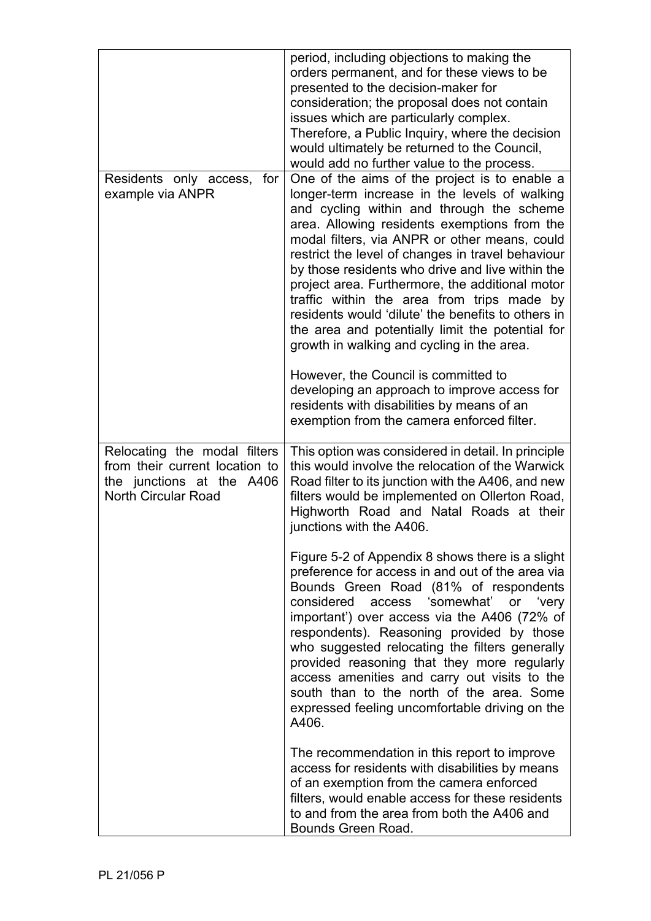| | |
|---|---|
| | period, including objections to making the orders permanent, and for these views to be presented to the decision-maker for consideration; the proposal does not contain issues which are particularly complex. Therefore, a Public Inquiry, where the decision would ultimately be returned to the Council, would add no further value to the process. |
| Residents only access, for example via ANPR | One of the aims of the project is to enable a longer-term increase in the levels of walking and cycling within and through the scheme area. Allowing residents exemptions from the modal filters, via ANPR or other means, could restrict the level of changes in travel behaviour by those residents who drive and live within the project area. Furthermore, the additional motor traffic within the area from trips made by residents would 'dilute' the benefits to others in the area and potentially limit the potential for growth in walking and cycling in the area.<br><br>However, the Council is committed to developing an approach to improve access for residents with disabilities by means of an exemption from the camera enforced filter. |
| Relocating the modal filters from their current location to the junctions at the A406 North Circular Road | This option was considered in detail. In principle this would involve the relocation of the Warwick Road filter to its junction with the A406, and new filters would be implemented on Ollerton Road, Highworth Road and Natal Roads at their junctions with the A406.<br><br>Figure 5-2 of Appendix 8 shows there is a slight preference for access in and out of the area via Bounds Green Road (81% of respondents considered access 'somewhat' or 'very important') over access via the A406 (72% of respondents). Reasoning provided by those who suggested relocating the filters generally provided reasoning that they more regularly access amenities and carry out visits to the south than to the north of the area. Some expressed feeling uncomfortable driving on the A406.<br><br>The recommendation in this report to improve access for residents with disabilities by means of an exemption from the camera enforced filters, would enable access for these residents to and from the area from both the A406 and Bounds Green Road. |

PL 21/056 P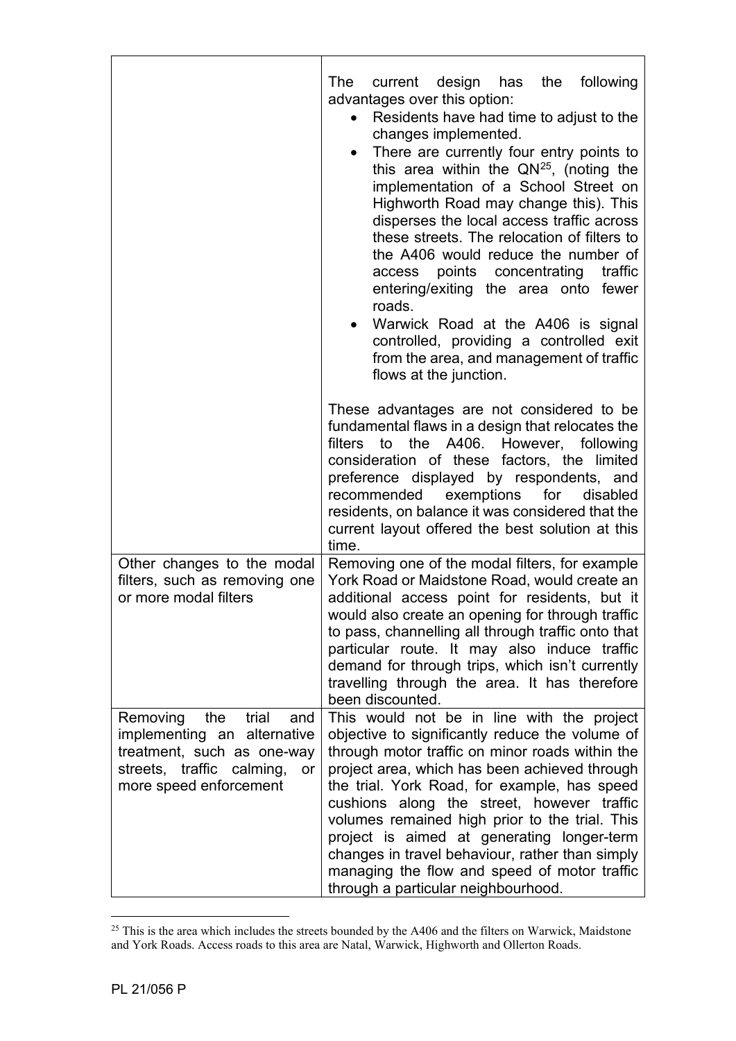| | |
|---|---|
| | The current design has the following advantages over this option:<br>• Residents have had time to adjust to the changes implemented.<br>• There are currently four entry points to this area within the QN[25], (noting the implementation of a School Street on Highworth Road may change this). This disperses the local access traffic across these streets. The relocation of filters to the A406 would reduce the number of access points concentrating traffic entering/exiting the area onto fewer roads.<br>• Warwick Road at the A406 is signal controlled, providing a controlled exit from the area, and management of traffic flows at the junction.<br><br>These advantages are not considered to be fundamental flaws in a design that relocates the filters to the A406. However, following consideration of these factors, the limited preference displayed by respondents, and recommended exemptions for disabled residents, on balance it was considered that the current layout offered the best solution at this time. |
| Other changes to the modal filters, such as removing one or more modal filters | Removing one of the modal filters, for example York Road or Maidstone Road, would create an additional access point for residents, but it would also create an opening for through traffic to pass, channelling all through traffic onto that particular route. It may also induce traffic demand for through trips, which isn't currently travelling through the area. It has therefore been discounted. |
| Removing the trial and implementing an alternative treatment, such as one-way streets, traffic calming, or more speed enforcement | This would not be in line with the project objective to significantly reduce the volume of through motor traffic on minor roads within the project area, which has been achieved through the trial. York Road, for example, has speed cushions along the street, however traffic volumes remained high prior to the trial. This project is aimed at generating longer-term changes in travel behaviour, rather than simply managing the flow and speed of motor traffic through a particular neighbourhood. |

[25] This is the area which includes the streets bounded by the A406 and the filters on Warwick, Maidstone and York Roads. Access roads to this area are Natal, Warwick, Highworth and Ollerton Roads.

PL 21/056 P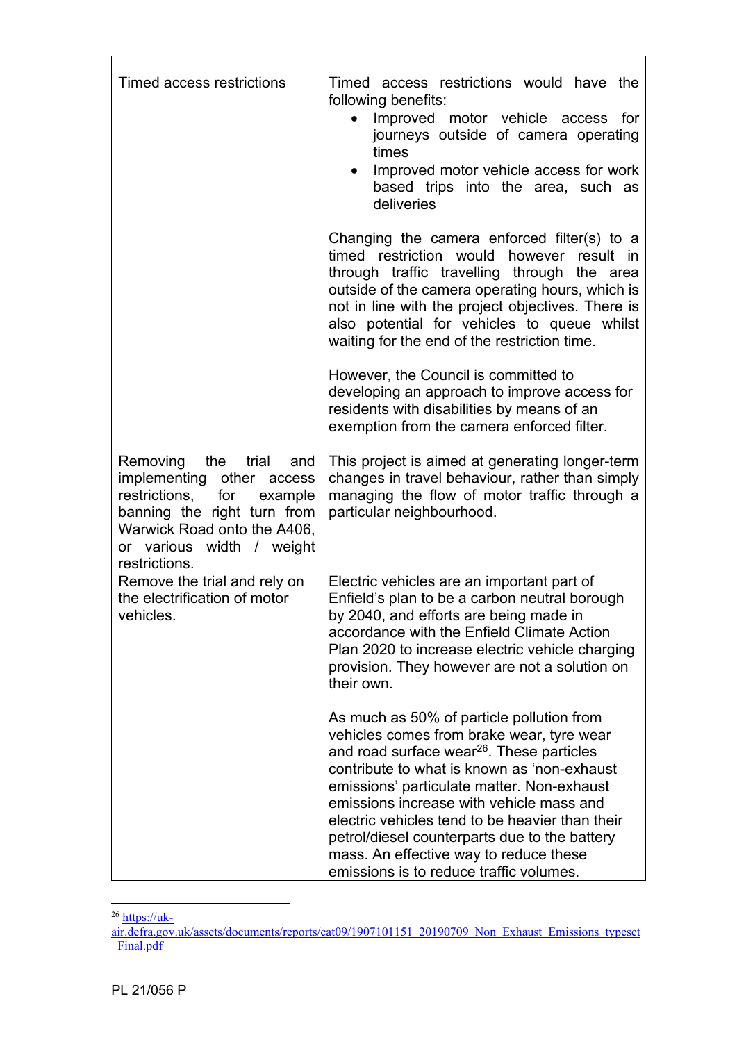| | |
|---|---|
| Timed access restrictions | Timed access restrictions would have the following benefits:<br>• Improved motor vehicle access for journeys outside of camera operating times<br>• Improved motor vehicle access for work based trips into the area, such as deliveries<br><br>Changing the camera enforced filter(s) to a timed restriction would however result in through traffic travelling through the area outside of the camera operating hours, which is not in line with the project objectives. There is also potential for vehicles to queue whilst waiting for the end of the restriction time.<br><br>However, the Council is committed to developing an approach to improve access for residents with disabilities by means of an exemption from the camera enforced filter. |
| Removing the trial and implementing other access restrictions, for example banning the right turn from Warwick Road onto the A406, or various width / weight restrictions. | This project is aimed at generating longer-term changes in travel behaviour, rather than simply managing the flow of motor traffic through a particular neighbourhood. |
| Remove the trial and rely on the electrification of motor vehicles. | Electric vehicles are an important part of Enfield's plan to be a carbon neutral borough by 2040, and efforts are being made in accordance with the Enfield Climate Action Plan 2020 to increase electric vehicle charging provision. They however are not a solution on their own.<br><br>As much as 50% of particle pollution from vehicles comes from brake wear, tyre wear and road surface wear[26]. These particles contribute to what is known as 'non-exhaust emissions' particulate matter. Non-exhaust emissions increase with vehicle mass and electric vehicles tend to be heavier than their petrol/diesel counterparts due to the battery mass. An effective way to reduce these emissions is to reduce traffic volumes. |

[26] https://uk-air.defra.gov.uk/assets/documents/reports/cat09/1907101151_20190709_Non_Exhaust_Emissions_typeset_Final.pdf

PL 21/056 P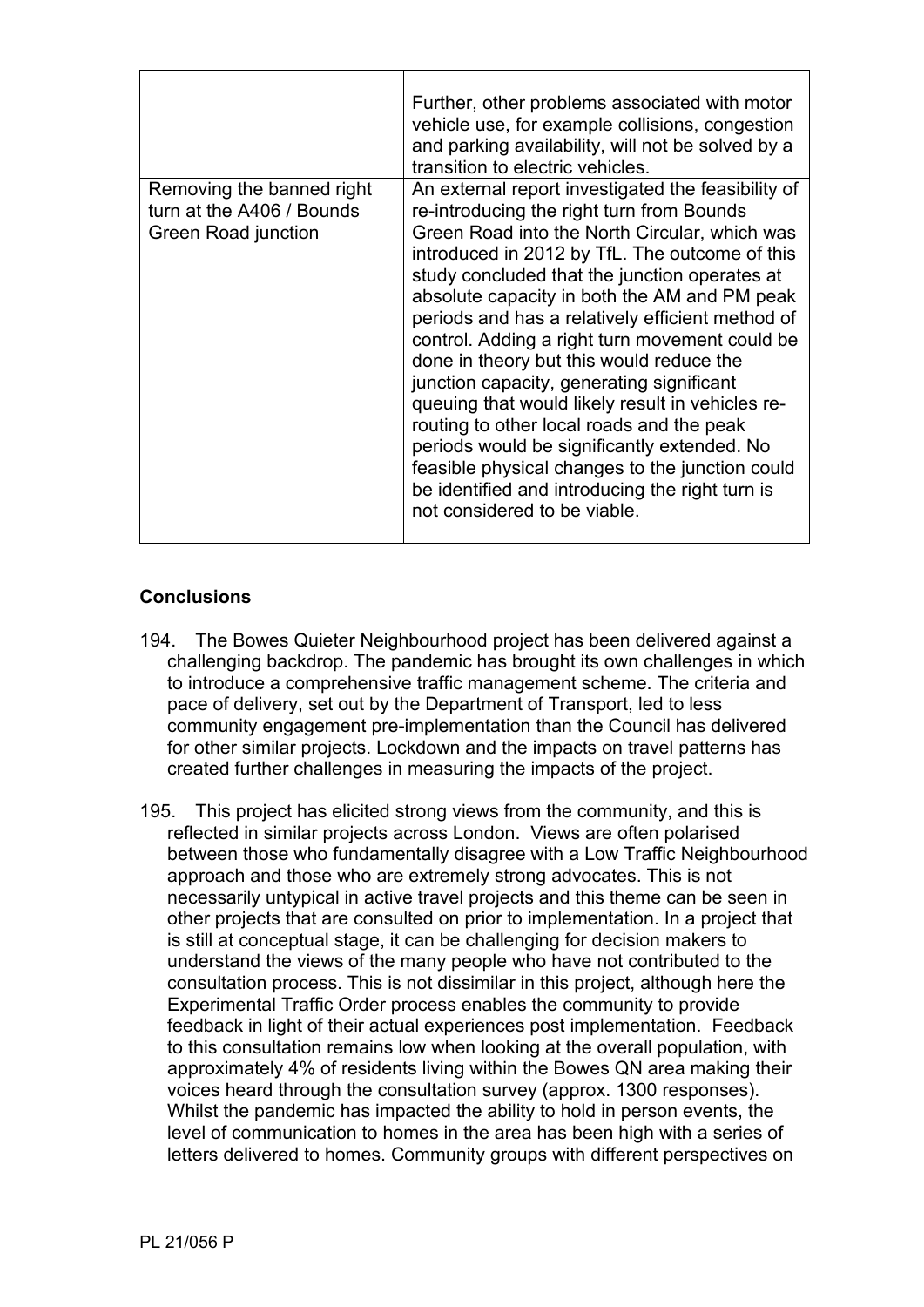| | |
|---|---|
| | Further, other problems associated with motor vehicle use, for example collisions, congestion and parking availability, will not be solved by a transition to electric vehicles. |
| Removing the banned right turn at the A406 / Bounds Green Road junction | An external report investigated the feasibility of re-introducing the right turn from Bounds Green Road into the North Circular, which was introduced in 2012 by TfL. The outcome of this study concluded that the junction operates at absolute capacity in both the AM and PM peak periods and has a relatively efficient method of control. Adding a right turn movement could be done in theory but this would reduce the junction capacity, generating significant queuing that would likely result in vehicles re-routing to other local roads and the peak periods would be significantly extended. No feasible physical changes to the junction could be identified and introducing the right turn is not considered to be viable. |

**Conclusions**

194. The Bowes Quieter Neighbourhood project has been delivered against a challenging backdrop. The pandemic has brought its own challenges in which to introduce a comprehensive traffic management scheme. The criteria and pace of delivery, set out by the Department of Transport, led to less community engagement pre-implementation than the Council has delivered for other similar projects. Lockdown and the impacts on travel patterns has created further challenges in measuring the impacts of the project.

195. This project has elicited strong views from the community, and this is reflected in similar projects across London. Views are often polarised between those who fundamentally disagree with a Low Traffic Neighbourhood approach and those who are extremely strong advocates. This is not necessarily untypical in active travel projects and this theme can be seen in other projects that are consulted on prior to implementation. In a project that is still at conceptual stage, it can be challenging for decision makers to understand the views of the many people who have not contributed to the consultation process. This is not dissimilar in this project, although here the Experimental Traffic Order process enables the community to provide feedback in light of their actual experiences post implementation. Feedback to this consultation remains low when looking at the overall population, with approximately 4% of residents living within the Bowes QN area making their voices heard through the consultation survey (approx. 1300 responses). Whilst the pandemic has impacted the ability to hold in person events, the level of communication to homes in the area has been high with a series of letters delivered to homes. Community groups with different perspectives on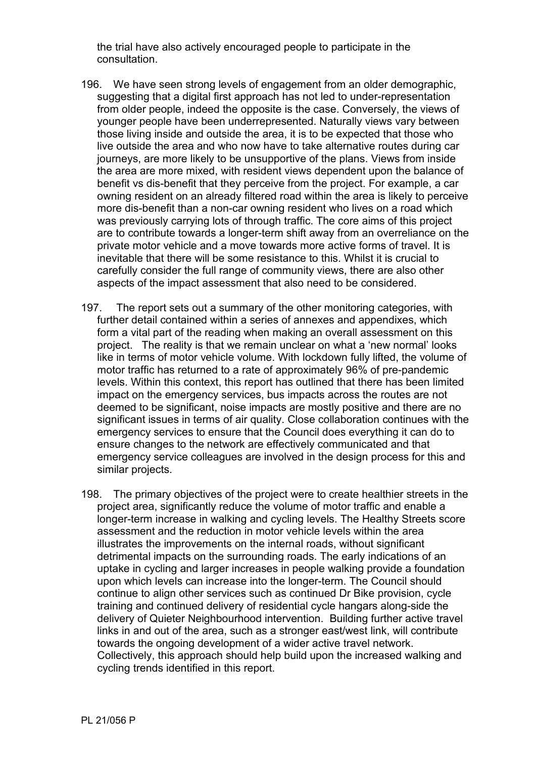the trial have also actively encouraged people to participate in the consultation.

196. We have seen strong levels of engagement from an older demographic, suggesting that a digital first approach has not led to under-representation from older people, indeed the opposite is the case. Conversely, the views of younger people have been underrepresented. Naturally views vary between those living inside and outside the area, it is to be expected that those who live outside the area and who now have to take alternative routes during car journeys, are more likely to be unsupportive of the plans. Views from inside the area are more mixed, with resident views dependent upon the balance of benefit vs dis-benefit that they perceive from the project. For example, a car owning resident on an already filtered road within the area is likely to perceive more dis-benefit than a non-car owning resident who lives on a road which was previously carrying lots of through traffic. The core aims of this project are to contribute towards a longer-term shift away from an overreliance on the private motor vehicle and a move towards more active forms of travel. It is inevitable that there will be some resistance to this. Whilst it is crucial to carefully consider the full range of community views, there are also other aspects of the impact assessment that also need to be considered.

197. The report sets out a summary of the other monitoring categories, with further detail contained within a series of annexes and appendixes, which form a vital part of the reading when making an overall assessment on this project. The reality is that we remain unclear on what a 'new normal' looks like in terms of motor vehicle volume. With lockdown fully lifted, the volume of motor traffic has returned to a rate of approximately 96% of pre-pandemic levels. Within this context, this report has outlined that there has been limited impact on the emergency services, bus impacts across the routes are not deemed to be significant, noise impacts are mostly positive and there are no significant issues in terms of air quality. Close collaboration continues with the emergency services to ensure that the Council does everything it can do to ensure changes to the network are effectively communicated and that emergency service colleagues are involved in the design process for this and similar projects.

198. The primary objectives of the project were to create healthier streets in the project area, significantly reduce the volume of motor traffic and enable a longer-term increase in walking and cycling levels. The Healthy Streets score assessment and the reduction in motor vehicle levels within the area illustrates the improvements on the internal roads, without significant detrimental impacts on the surrounding roads. The early indications of an uptake in cycling and larger increases in people walking provide a foundation upon which levels can increase into the longer-term. The Council should continue to align other services such as continued Dr Bike provision, cycle training and continued delivery of residential cycle hangars along-side the delivery of Quieter Neighbourhood intervention. Building further active travel links in and out of the area, such as a stronger east/west link, will contribute towards the ongoing development of a wider active travel network. Collectively, this approach should help build upon the increased walking and cycling trends identified in this report.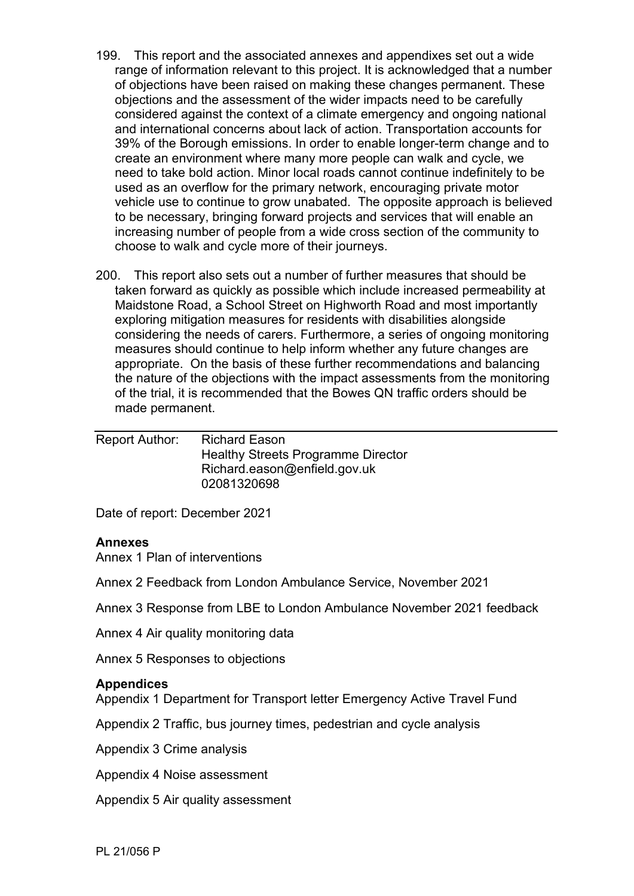199. This report and the associated annexes and appendixes set out a wide range of information relevant to this project. It is acknowledged that a number of objections have been raised on making these changes permanent. These objections and the assessment of the wider impacts need to be carefully considered against the context of a climate emergency and ongoing national and international concerns about lack of action. Transportation accounts for 39% of the Borough emissions. In order to enable longer-term change and to create an environment where many more people can walk and cycle, we need to take bold action. Minor local roads cannot continue indefinitely to be used as an overflow for the primary network, encouraging private motor vehicle use to continue to grow unabated. The opposite approach is believed to be necessary, bringing forward projects and services that will enable an increasing number of people from a wide cross section of the community to choose to walk and cycle more of their journeys.

200. This report also sets out a number of further measures that should be taken forward as quickly as possible which include increased permeability at Maidstone Road, a School Street on Highworth Road and most importantly exploring mitigation measures for residents with disabilities alongside considering the needs of carers. Furthermore, a series of ongoing monitoring measures should continue to help inform whether any future changes are appropriate. On the basis of these further recommendations and balancing the nature of the objections with the impact assessments from the monitoring of the trial, it is recommended that the Bowes QN traffic orders should be made permanent.

---

Report Author: Richard Eason
Healthy Streets Programme Director
Richard.eason@enfield.gov.uk
02081320698

Date of report: December 2021

**Annexes**

Annex 1 Plan of interventions

Annex 2 Feedback from London Ambulance Service, November 2021

Annex 3 Response from LBE to London Ambulance November 2021 feedback

Annex 4 Air quality monitoring data

Annex 5 Responses to objections

**Appendices**

Appendix 1 Department for Transport letter Emergency Active Travel Fund

Appendix 2 Traffic, bus journey times, pedestrian and cycle analysis

Appendix 3 Crime analysis

Appendix 4 Noise assessment

Appendix 5 Air quality assessment

PL 21/056 P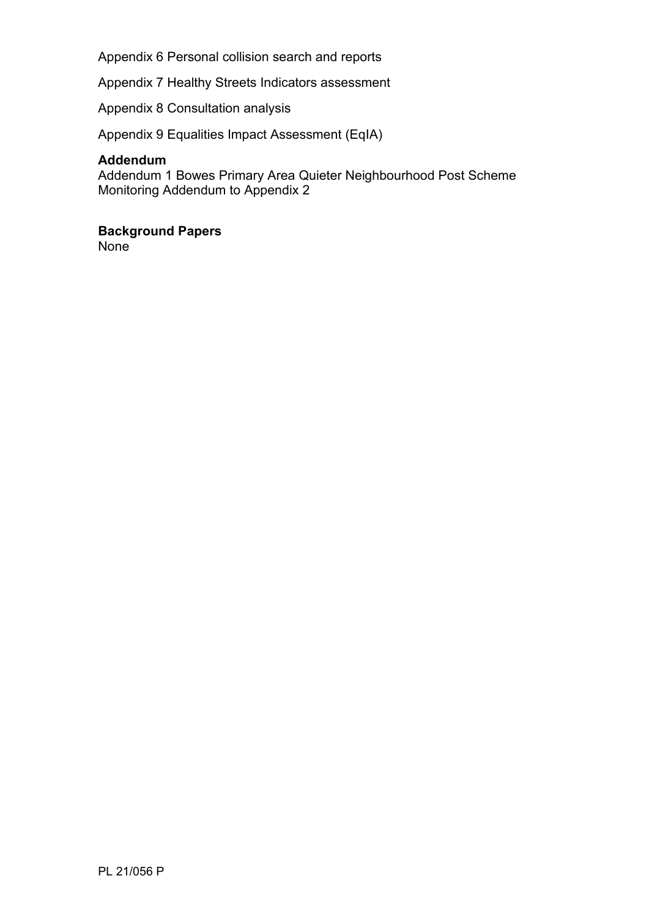Appendix 6 Personal collision search and reports

Appendix 7 Healthy Streets Indicators assessment

Appendix 8 Consultation analysis

Appendix 9 Equalities Impact Assessment (EqIA)

**Addendum**

Addendum 1 Bowes Primary Area Quieter Neighbourhood Post Scheme Monitoring Addendum to Appendix 2

**Background Papers**

None

PL 21/056 P